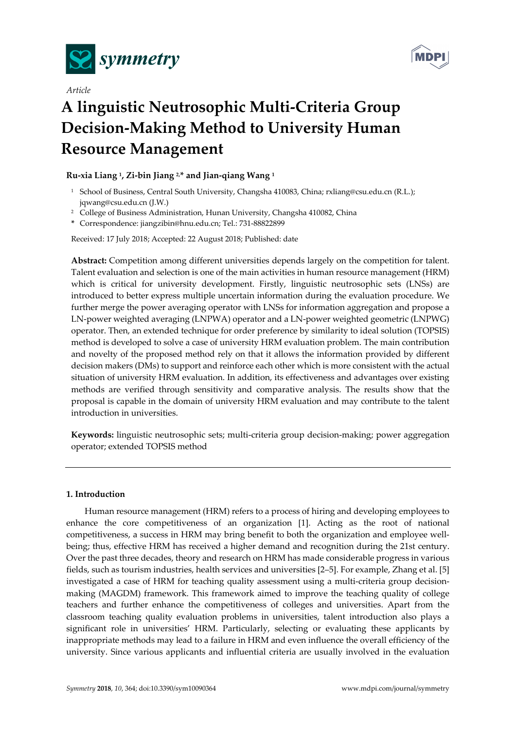*Article*

# A linguistic Neutrosophic Multi-Criteria Group Decision-Making Method to University Human Resource Management

**Ru-xia Liang [1], Zi-bin Jiang [2,*] and Jian-qiang Wang [1]**

[1] School of Business, Central South University, Changsha 410083, China; rxliang@csu.edu.cn (R.L.); jqwang@csu.edu.cn (J.W.)

[2] College of Business Administration, Hunan University, Changsha 410082, China

\* Correspondence: jiangzibin@hnu.edu.cn; Tel.: 731-88822899

Received: 17 July 2018; Accepted: 22 August 2018; Published: date

**Abstract:** Competition among different universities depends largely on the competition for talent. Talent evaluation and selection is one of the main activities in human resource management (HRM) which is critical for university development. Firstly, linguistic neutrosophic sets (LNSs) are introduced to better express multiple uncertain information during the evaluation procedure. We further merge the power averaging operator with LNSs for information aggregation and propose a LN-power weighted averaging (LNPWA) operator and a LN-power weighted geometric (LNPWG) operator. Then, an extended technique for order preference by similarity to ideal solution (TOPSIS) method is developed to solve a case of university HRM evaluation problem. The main contribution and novelty of the proposed method rely on that it allows the information provided by different decision makers (DMs) to support and reinforce each other which is more consistent with the actual situation of university HRM evaluation. In addition, its effectiveness and advantages over existing methods are verified through sensitivity and comparative analysis. The results show that the proposal is capable in the domain of university HRM evaluation and may contribute to the talent introduction in universities.

**Keywords:** linguistic neutrosophic sets; multi-criteria group decision-making; power aggregation operator; extended TOPSIS method

## 1. Introduction

Human resource management (HRM) refers to a process of hiring and developing employees to enhance the core competitiveness of an organization [1]. Acting as the root of national competitiveness, a success in HRM may bring benefit to both the organization and employee well-being; thus, effective HRM has received a higher demand and recognition during the 21st century. Over the past three decades, theory and research on HRM has made considerable progress in various fields, such as tourism industries, health services and universities [2–5]. For example, Zhang et al. [5] investigated a case of HRM for teaching quality assessment using a multi-criteria group decision-making (MAGDM) framework. This framework aimed to improve the teaching quality of college teachers and further enhance the competitiveness of colleges and universities. Apart from the classroom teaching quality evaluation problems in universities, talent introduction also plays a significant role in universities' HRM. Particularly, selecting or evaluating these applicants by inappropriate methods may lead to a failure in HRM and even influence the overall efficiency of the university. Since various applicants and influential criteria are usually involved in the evaluation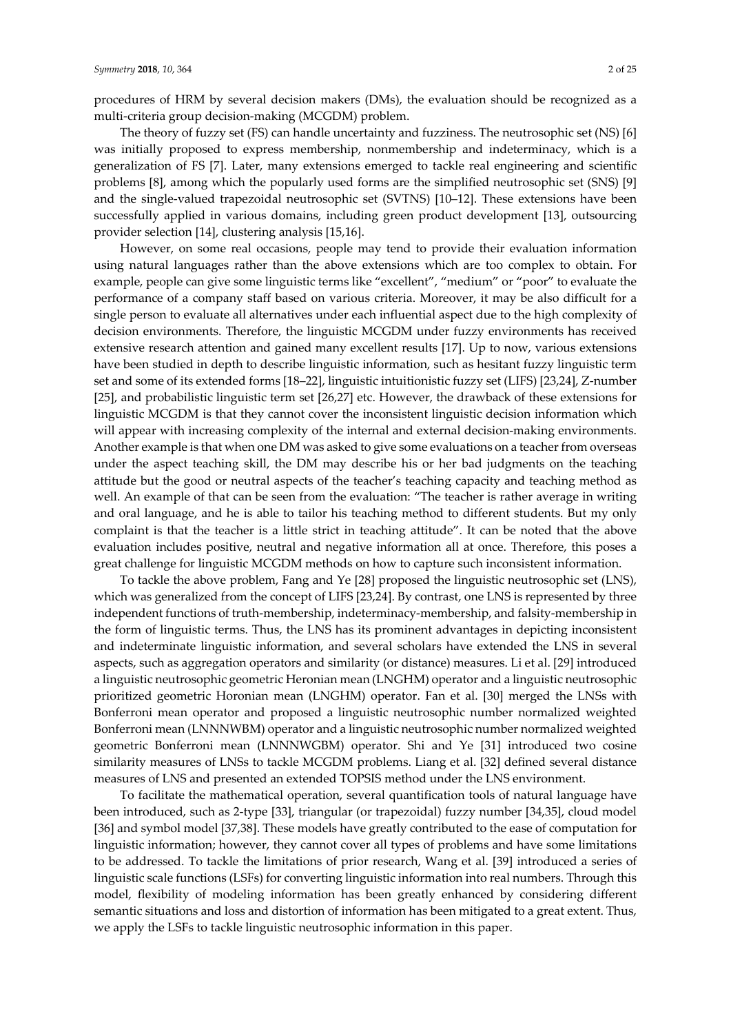procedures of HRM by several decision makers (DMs), the evaluation should be recognized as a multi-criteria group decision-making (MCGDM) problem.

The theory of fuzzy set (FS) can handle uncertainty and fuzziness. The neutrosophic set (NS) [6] was initially proposed to express membership, nonmembership and indeterminacy, which is a generalization of FS [7]. Later, many extensions emerged to tackle real engineering and scientific problems [8], among which the popularly used forms are the simplified neutrosophic set (SNS) [9] and the single-valued trapezoidal neutrosophic set (SVTNS) [10–12]. These extensions have been successfully applied in various domains, including green product development [13], outsourcing provider selection [14], clustering analysis [15,16].

However, on some real occasions, people may tend to provide their evaluation information using natural languages rather than the above extensions which are too complex to obtain. For example, people can give some linguistic terms like "excellent", "medium" or "poor" to evaluate the performance of a company staff based on various criteria. Moreover, it may be also difficult for a single person to evaluate all alternatives under each influential aspect due to the high complexity of decision environments. Therefore, the linguistic MCGDM under fuzzy environments has received extensive research attention and gained many excellent results [17]. Up to now, various extensions have been studied in depth to describe linguistic information, such as hesitant fuzzy linguistic term set and some of its extended forms [18–22], linguistic intuitionistic fuzzy set (LIFS) [23,24], Z-number [25], and probabilistic linguistic term set [26,27] etc. However, the drawback of these extensions for linguistic MCGDM is that they cannot cover the inconsistent linguistic decision information which will appear with increasing complexity of the internal and external decision-making environments. Another example is that when one DM was asked to give some evaluations on a teacher from overseas under the aspect teaching skill, the DM may describe his or her bad judgments on the teaching attitude but the good or neutral aspects of the teacher's teaching capacity and teaching method as well. An example of that can be seen from the evaluation: "The teacher is rather average in writing and oral language, and he is able to tailor his teaching method to different students. But my only complaint is that the teacher is a little strict in teaching attitude". It can be noted that the above evaluation includes positive, neutral and negative information all at once. Therefore, this poses a great challenge for linguistic MCGDM methods on how to capture such inconsistent information.

To tackle the above problem, Fang and Ye [28] proposed the linguistic neutrosophic set (LNS), which was generalized from the concept of LIFS [23,24]. By contrast, one LNS is represented by three independent functions of truth-membership, indeterminacy-membership, and falsity-membership in the form of linguistic terms. Thus, the LNS has its prominent advantages in depicting inconsistent and indeterminate linguistic information, and several scholars have extended the LNS in several aspects, such as aggregation operators and similarity (or distance) measures. Li et al. [29] introduced a linguistic neutrosophic geometric Heronian mean (LNGHM) operator and a linguistic neutrosophic prioritized geometric Horonian mean (LNGHM) operator. Fan et al. [30] merged the LNSs with Bonferroni mean operator and proposed a linguistic neutrosophic number normalized weighted Bonferroni mean (LNNNWBM) operator and a linguistic neutrosophic number normalized weighted geometric Bonferroni mean (LNNNWGBM) operator. Shi and Ye [31] introduced two cosine similarity measures of LNSs to tackle MCGDM problems. Liang et al. [32] defined several distance measures of LNS and presented an extended TOPSIS method under the LNS environment.

To facilitate the mathematical operation, several quantification tools of natural language have been introduced, such as 2-type [33], triangular (or trapezoidal) fuzzy number [34,35], cloud model [36] and symbol model [37,38]. These models have greatly contributed to the ease of computation for linguistic information; however, they cannot cover all types of problems and have some limitations to be addressed. To tackle the limitations of prior research, Wang et al. [39] introduced a series of linguistic scale functions (LSFs) for converting linguistic information into real numbers. Through this model, flexibility of modeling information has been greatly enhanced by considering different semantic situations and loss and distortion of information has been mitigated to a great extent. Thus, we apply the LSFs to tackle linguistic neutrosophic information in this paper.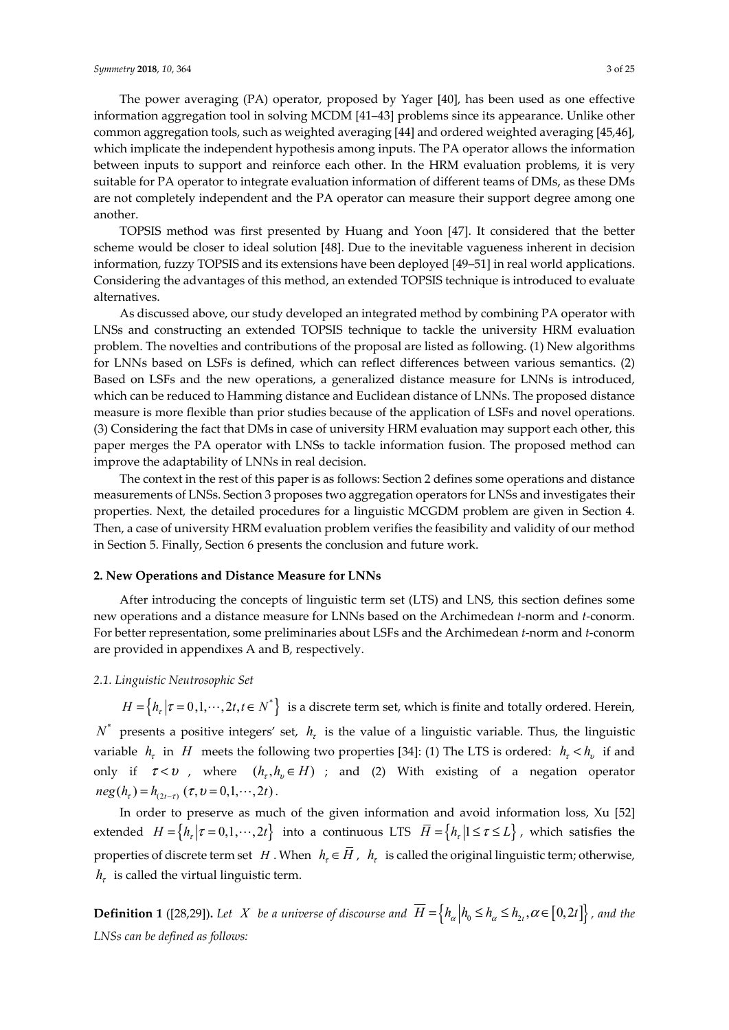The power averaging (PA) operator, proposed by Yager [40], has been used as one effective information aggregation tool in solving MCDM [41–43] problems since its appearance. Unlike other common aggregation tools, such as weighted averaging [44] and ordered weighted averaging [45,46], which implicate the independent hypothesis among inputs. The PA operator allows the information between inputs to support and reinforce each other. In the HRM evaluation problems, it is very suitable for PA operator to integrate evaluation information of different teams of DMs, as these DMs are not completely independent and the PA operator can measure their support degree among one another.

TOPSIS method was first presented by Huang and Yoon [47]. It considered that the better scheme would be closer to ideal solution [48]. Due to the inevitable vagueness inherent in decision information, fuzzy TOPSIS and its extensions have been deployed [49–51] in real world applications. Considering the advantages of this method, an extended TOPSIS technique is introduced to evaluate alternatives.

As discussed above, our study developed an integrated method by combining PA operator with LNSs and constructing an extended TOPSIS technique to tackle the university HRM evaluation problem. The novelties and contributions of the proposal are listed as following. (1) New algorithms for LNNs based on LSFs is defined, which can reflect differences between various semantics. (2) Based on LSFs and the new operations, a generalized distance measure for LNNs is introduced, which can be reduced to Hamming distance and Euclidean distance of LNNs. The proposed distance measure is more flexible than prior studies because of the application of LSFs and novel operations. (3) Considering the fact that DMs in case of university HRM evaluation may support each other, this paper merges the PA operator with LNSs to tackle information fusion. The proposed method can improve the adaptability of LNNs in real decision.

The context in the rest of this paper is as follows: Section 2 defines some operations and distance measurements of LNSs. Section 3 proposes two aggregation operators for LNSs and investigates their properties. Next, the detailed procedures for a linguistic MCGDM problem are given in Section 4. Then, a case of university HRM evaluation problem verifies the feasibility and validity of our method in Section 5. Finally, Section 6 presents the conclusion and future work.

## 2. New Operations and Distance Measure for LNNs

After introducing the concepts of linguistic term set (LTS) and LNS, this section defines some new operations and a distance measure for LNNs based on the Archimedean *t*-norm and *t*-conorm. For better representation, some preliminaries about LSFs and the Archimedean *t*-norm and *t*-conorm are provided in appendixes A and B, respectively.

### *2.1. Linguistic Neutrosophic Set*

$H = \{h_\tau | \tau = 0,1,\cdots,2t, t \in N^*\}$ is a discrete term set, which is finite and totally ordered. Herein, $N^*$ presents a positive integers' set, $h_\tau$ is the value of a linguistic variable. Thus, the linguistic variable $h_\tau$ in $H$ meets the following two properties [34]: (1) The LTS is ordered: $h_\tau < h_\upsilon$ if and only if $\tau < \upsilon$, where $(h_\tau, h_\upsilon \in H)$; and (2) With existing of a negation operator $neg(h_\tau) = h_{(2t-\tau)}$ $(\tau, \upsilon = 0,1,\cdots,2t)$.

In order to preserve as much of the given information and avoid information loss, Xu [52] extended $H = \{h_\tau | \tau = 0,1,\cdots,2t\}$ into a continuous LTS $\overline{H} = \{h_\tau | 1 \le \tau \le L\}$, which satisfies the properties of discrete term set $H$. When $h_\tau \in \overline{H}$, $h_\tau$ is called the original linguistic term; otherwise, $h_\tau$ is called the virtual linguistic term.

**Definition 1** ([28,29])**.** *Let $X$ be a universe of discourse and $\overline{H} = \{h_\alpha | h_0 \le h_\alpha \le h_{2t}, \alpha \in [0,2t]\}$, and the LNSs can be defined as follows:*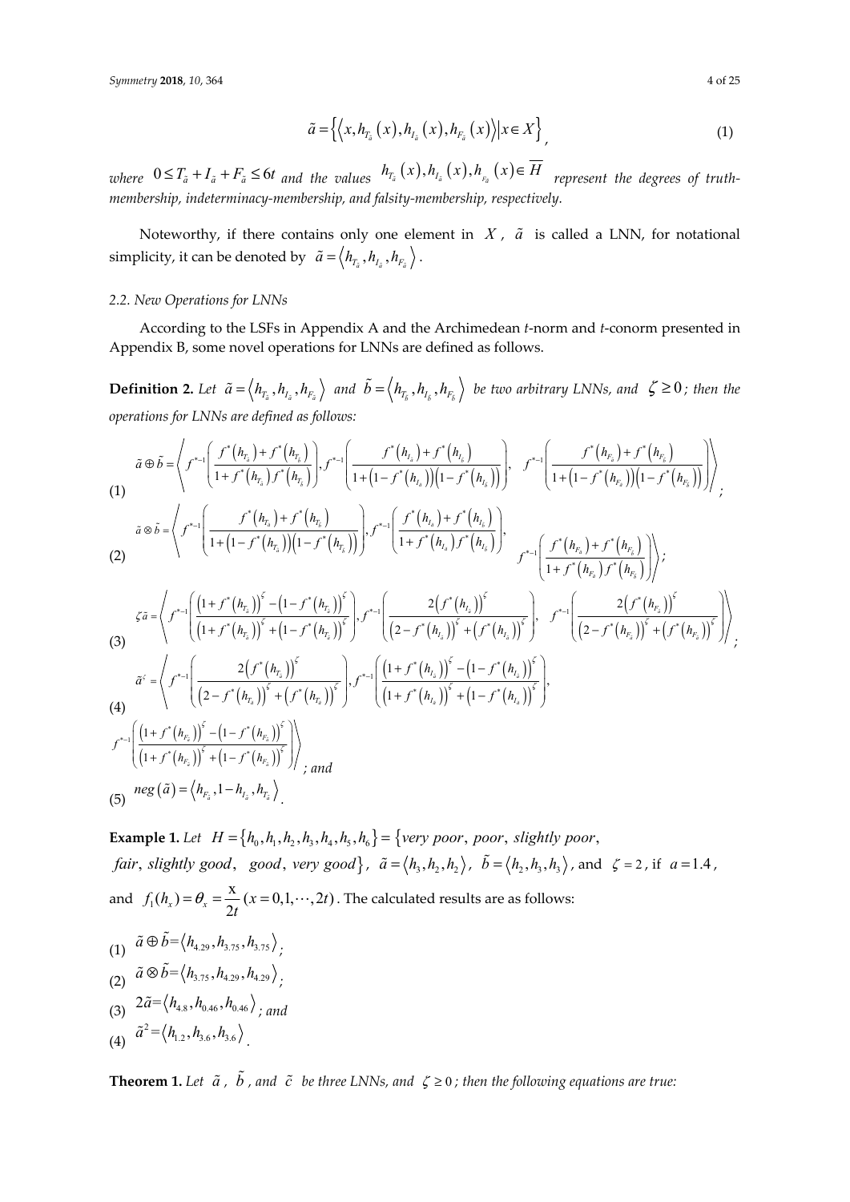$$\tilde{a} = \left\{ \left\langle x, h_{T_{\tilde{a}}}(x), h_{I_{\tilde{a}}}(x), h_{F_{\tilde{a}}}(x) \right\rangle \middle| x \in X \right\}, \tag{1}$$

*where* $0 \le T_{\tilde{a}} + I_{\tilde{a}} + F_{\tilde{a}} \le 6t$ *and the values* $h_{T_{\tilde{a}}}(x), h_{I_{\tilde{a}}}(x), h_{F_{\tilde{a}}}(x) \in \overline{H}$ *represent the degrees of truth-membership, indeterminacy-membership, and falsity-membership, respectively.*

Noteworthy, if there contains only one element in $X$, $\tilde{a}$ is called a LNN, for notational simplicity, it can be denoted by $\tilde{a} = \left\langle h_{T_{\tilde{a}}}, h_{I_{\tilde{a}}}, h_{F_{\tilde{a}}} \right\rangle$.

### 2.2. New Operations for LNNs

According to the LSFs in Appendix A and the Archimedean *t*-norm and *t*-conorm presented in Appendix B, some novel operations for LNNs are defined as follows.

**Definition 2.** *Let* $\tilde{a} = \left\langle h_{T_{\tilde{a}}}, h_{I_{\tilde{a}}}, h_{F_{\tilde{a}}} \right\rangle$ *and* $\tilde{b} = \left\langle h_{T_{\tilde{b}}}, h_{I_{\tilde{b}}}, h_{F_{\tilde{b}}} \right\rangle$ *be two arbitrary LNNs, and* $\zeta \ge 0$*; then the operations for LNNs are defined as follows:*

(1) $$\tilde{a} \oplus \tilde{b} = \left\langle f^{*-1}\left( \frac{f^*(h_{T_{\tilde{a}}}) + f^*(h_{T_{\tilde{b}}})}{1 + f^*(h_{T_{\tilde{a}}}) f^*(h_{T_{\tilde{b}}})} \right), f^{*-1}\left( \frac{f^*(h_{I_{\tilde{a}}}) + f^*(h_{I_{\tilde{b}}})}{1 + (1 - f^*(h_{I_{\tilde{a}}}))(1 - f^*(h_{I_{\tilde{b}}}))} \right), f^{*-1}\left( \frac{f^*(h_{F_{\tilde{a}}}) + f^*(h_{F_{\tilde{b}}})}{1 + (1 - f^*(h_{F_{\tilde{a}}}))(1 - f^*(h_{F_{\tilde{b}}}))} \right) \right\rangle;$$

(2) $$\tilde{a} \otimes \tilde{b} = \left\langle f^{*-1}\left( \frac{f^*(h_{T_{\tilde{a}}}) + f^*(h_{T_{\tilde{b}}})}{1 + (1 - f^*(h_{T_{\tilde{a}}}))(1 - f^*(h_{T_{\tilde{b}}}))} \right), f^{*-1}\left( \frac{f^*(h_{I_{\tilde{a}}}) + f^*(h_{I_{\tilde{b}}})}{1 + f^*(h_{I_{\tilde{a}}}) f^*(h_{I_{\tilde{b}}})} \right), f^{*-1}\left( \frac{f^*(h_{F_{\tilde{a}}}) + f^*(h_{F_{\tilde{b}}})}{1 + f^*(h_{F_{\tilde{a}}}) f^*(h_{F_{\tilde{b}}})} \right) \right\rangle;$$

(3) $$\zeta \tilde{a} = \left\langle f^{*-1}\left( \frac{(1 + f^*(h_{T_{\tilde{a}}}))^\zeta - (1 - f^*(h_{T_{\tilde{a}}}))^\zeta}{(1 + f^*(h_{T_{\tilde{a}}}))^\zeta + (1 - f^*(h_{T_{\tilde{a}}}))^\zeta} \right), f^{*-1}\left( \frac{2(f^*(h_{I_{\tilde{a}}}))^\zeta}{(2 - f^*(h_{I_{\tilde{a}}}))^\zeta + (f^*(h_{I_{\tilde{a}}}))^\zeta} \right), f^{*-1}\left( \frac{2(f^*(h_{F_{\tilde{a}}}))^\zeta}{(2 - f^*(h_{F_{\tilde{a}}}))^\zeta + (f^*(h_{F_{\tilde{a}}}))^\zeta} \right) \right\rangle;$$

(4) $$\tilde{a}^\zeta = \left\langle f^{*-1}\left( \frac{2(f^*(h_{T_{\tilde{a}}}))^\zeta}{(2 - f^*(h_{T_{\tilde{a}}}))^\zeta + (f^*(h_{T_{\tilde{a}}}))^\zeta} \right), f^{*-1}\left( \frac{(1 + f^*(h_{I_{\tilde{a}}}))^\zeta - (1 - f^*(h_{I_{\tilde{a}}}))^\zeta}{(1 + f^*(h_{I_{\tilde{a}}}))^\zeta + (1 - f^*(h_{I_{\tilde{a}}}))^\zeta} \right), f^{*-1}\left( \frac{(1 + f^*(h_{F_{\tilde{a}}}))^\zeta - (1 - f^*(h_{F_{\tilde{a}}}))^\zeta}{(1 + f^*(h_{F_{\tilde{a}}}))^\zeta + (1 - f^*(h_{F_{\tilde{a}}}))^\zeta} \right) \right\rangle;$$ *and*

(5) $neg(\tilde{a}) = \left\langle h_{F_{\tilde{a}}}, 1 - h_{I_{\tilde{a}}}, h_{T_{\tilde{a}}} \right\rangle$.

**Example 1.** *Let* $H = \{h_0, h_1, h_2, h_3, h_4, h_5, h_6\} = \{very\ poor,\ poor,\ slightly\ poor,$ $fair,\ slightly\ good,\ good,\ very\ good\}$, $\tilde{a} = \langle h_3, h_2, h_2 \rangle$, $\tilde{b} = \langle h_2, h_3, h_3 \rangle$, and $\zeta = 2$, if $a = 1.4$, and $f_1(h_x) = \theta_x = \frac{x}{2t}\ (x = 0, 1, \cdots, 2t)$. The calculated results are as follows:

(1) $\tilde{a} \oplus \tilde{b} = \langle h_{4.29}, h_{3.75}, h_{3.75} \rangle$;
(2) $\tilde{a} \otimes \tilde{b} = \langle h_{3.75}, h_{4.29}, h_{4.29} \rangle$;
(3) $2\tilde{a} = \langle h_{4.8}, h_{0.46}, h_{0.46} \rangle$; *and*
(4) $\tilde{a}^2 = \langle h_{1.2}, h_{3.6}, h_{3.6} \rangle$.

**Theorem 1.** *Let* $\tilde{a}$, $\tilde{b}$, *and* $\tilde{c}$ *be three LNNs, and* $\zeta \ge 0$*; then the following equations are true:*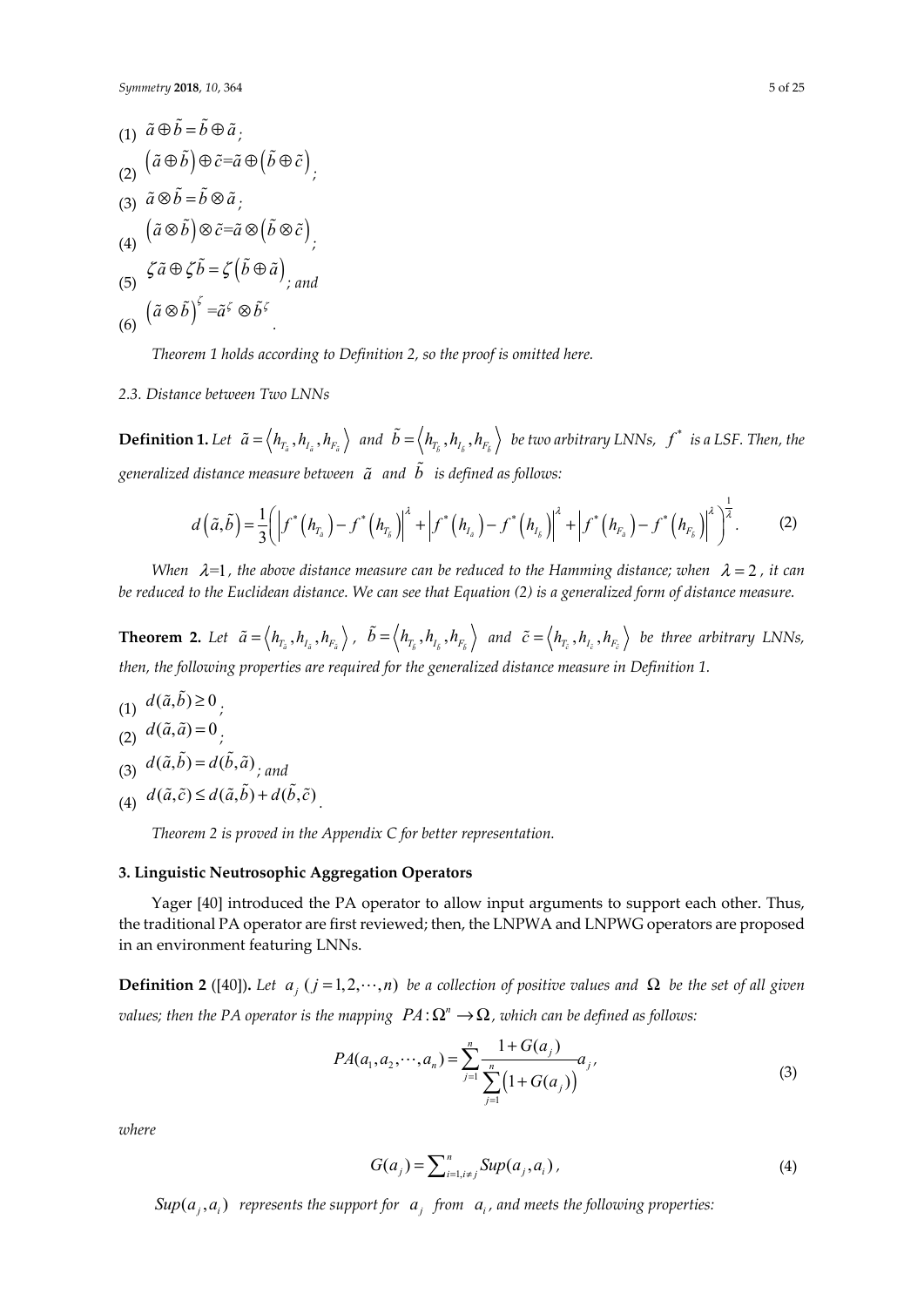(1) $\tilde{a} \oplus \tilde{b} = \tilde{b} \oplus \tilde{a}$;

(2) $\left(\tilde{a} \oplus \tilde{b}\right) \oplus \tilde{c} = \tilde{a} \oplus \left(\tilde{b} \oplus \tilde{c}\right)$;

(3) $\tilde{a} \otimes \tilde{b} = \tilde{b} \otimes \tilde{a}$;

(4) $\left(\tilde{a} \otimes \tilde{b}\right) \otimes \tilde{c} = \tilde{a} \otimes \left(\tilde{b} \otimes \tilde{c}\right)$;

(5) $\zeta \tilde{a} \oplus \zeta \tilde{b} = \zeta \left(\tilde{b} \oplus \tilde{a}\right)$; and

(6) $\left(\tilde{a} \otimes \tilde{b}\right)^{\zeta} = \tilde{a}^{\zeta} \otimes \tilde{b}^{\zeta}$.

*Theorem 1 holds according to Definition 2, so the proof is omitted here.*

### 2.3. Distance between Two LNNs

**Definition 1.** *Let* $\tilde{a} = \left\langle h_{T_{\tilde{a}}}, h_{I_{\tilde{a}}}, h_{F_{\tilde{a}}} \right\rangle$ *and* $\tilde{b} = \left\langle h_{T_{\tilde{b}}}, h_{I_{\tilde{b}}}, h_{F_{\tilde{b}}} \right\rangle$ *be two arbitrary LNNs,* $f^*$ *is a LSF. Then, the generalized distance measure between* $\tilde{a}$ *and* $\tilde{b}$ *is defined as follows:*

$$d\left(\tilde{a}, \tilde{b}\right) = \frac{1}{3}\left( \left| f^*\left(h_{T_{\tilde{a}}}\right) - f^*\left(h_{T_{\tilde{b}}}\right) \right|^{\lambda} + \left| f^*\left(h_{I_{\tilde{a}}}\right) - f^*\left(h_{I_{\tilde{b}}}\right) \right|^{\lambda} + \left| f^*\left(h_{F_{\tilde{a}}}\right) - f^*\left(h_{F_{\tilde{b}}}\right) \right|^{\lambda} \right)^{\frac{1}{\lambda}}. \quad (2)$$

*When* $\lambda = 1$*, the above distance measure can be reduced to the Hamming distance; when* $\lambda = 2$*, it can be reduced to the Euclidean distance. We can see that Equation (2) is a generalized form of distance measure.*

**Theorem 2.** *Let* $\tilde{a} = \left\langle h_{T_{\tilde{a}}}, h_{I_{\tilde{a}}}, h_{F_{\tilde{a}}} \right\rangle$*,* $\tilde{b} = \left\langle h_{T_{\tilde{b}}}, h_{I_{\tilde{b}}}, h_{F_{\tilde{b}}} \right\rangle$ *and* $\tilde{c} = \left\langle h_{T_{\tilde{c}}}, h_{I_{\tilde{c}}}, h_{F_{\tilde{c}}} \right\rangle$ *be three arbitrary LNNs, then, the following properties are required for the generalized distance measure in Definition 1.*

(1) $d(\tilde{a}, \tilde{b}) \geq 0$;

(2) $d(\tilde{a}, \tilde{a}) = 0$;

(3) $d(\tilde{a}, \tilde{b}) = d(\tilde{b}, \tilde{a})$; and

(4) $d(\tilde{a}, \tilde{c}) \leq d(\tilde{a}, \tilde{b}) + d(\tilde{b}, \tilde{c})$.

*Theorem 2 is proved in the Appendix C for better representation.*

## 3. Linguistic Neutrosophic Aggregation Operators

Yager [40] introduced the PA operator to allow input arguments to support each other. Thus, the traditional PA operator are first reviewed; then, the LNPWA and LNPWG operators are proposed in an environment featuring LNNs.

**Definition 2** ([40])**.** *Let* $a_j$ $(j = 1, 2, \cdots, n)$ *be a collection of positive values and* $\Omega$ *be the set of all given values; then the PA operator is the mapping* $PA: \Omega^n \rightarrow \Omega$*, which can be defined as follows:*

$$PA(a_1, a_2, \cdots, a_n) = \sum_{j=1}^{n} \frac{1 + G(a_j)}{\sum_{j=1}^{n}\left(1 + G(a_j)\right)} a_j, \quad (3)$$

*where*

$$G(a_j) = \sum_{i=1, i \neq j}^{n} Sup(a_j, a_i), \quad (4)$$

$Sup(a_j, a_i)$ *represents the support for* $a_j$ *from* $a_i$*, and meets the following properties:*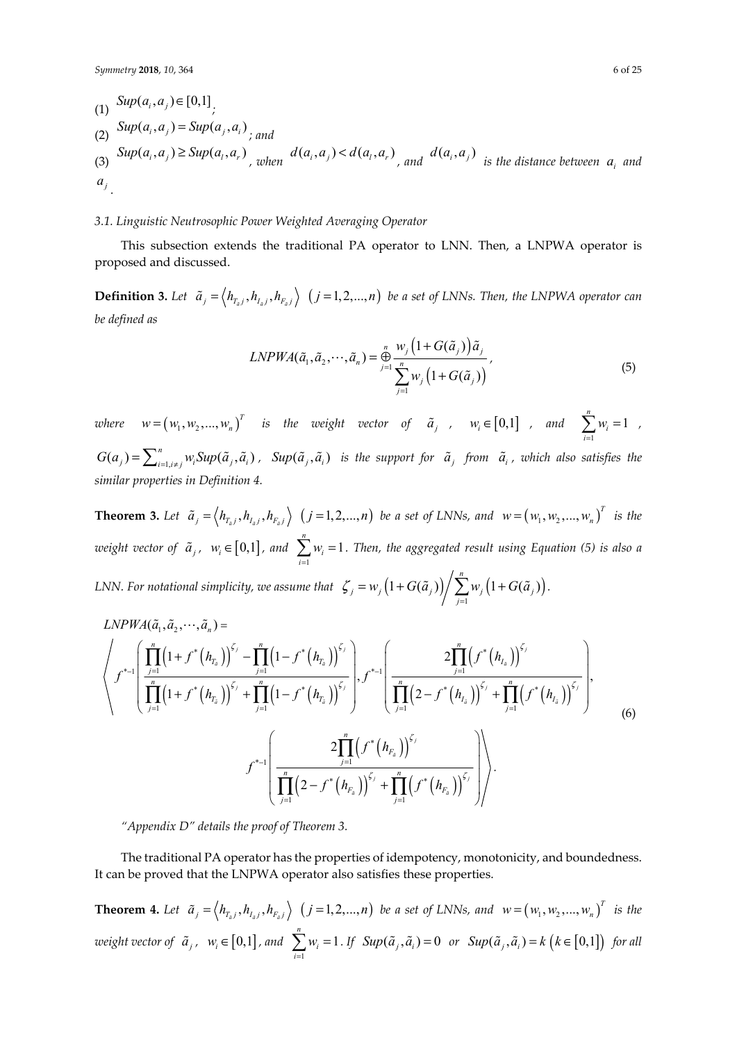(1) $Sup(a_i, a_j) \in [0,1]$;

(2) $Sup(a_i, a_j) = Sup(a_j, a_i)$; and

(3) $Sup(a_i, a_j) \geq Sup(a_l, a_r)$, when $d(a_i, a_j) < d(a_l, a_r)$, and $d(a_i, a_j)$ is the distance between $a_i$ and $a_j$.

### 3.1. Linguistic Neutrosophic Power Weighted Averaging Operator

This subsection extends the traditional PA operator to LNN. Then, a LNPWA operator is proposed and discussed.

**Definition 3.** *Let* $\tilde{a}_j = \langle h_{T_{\tilde{a}}j}, h_{I_{\tilde{a}}j}, h_{F_{\tilde{a}}j} \rangle$ $(j = 1, 2, \ldots, n)$ *be a set of LNNs. Then, the LNPWA operator can be defined as*

$$LNPWA(\tilde{a}_1, \tilde{a}_2, \cdots, \tilde{a}_n) = \mathop{\oplus}_{j=1}^{n} \frac{w_j \left(1 + G(\tilde{a}_j)\right) \tilde{a}_j}{\sum_{j=1}^{n} w_j \left(1 + G(\tilde{a}_j)\right)}, \tag{5}$$

*where* $w = (w_1, w_2, \ldots, w_n)^T$ *is the weight vector of* $\tilde{a}_j$, $w_i \in [0,1]$, *and* $\sum_{i=1}^{n} w_i = 1$, $G(a_j) = \sum_{i=1, i \neq j}^{n} w_i Sup(\tilde{a}_j, \tilde{a}_i)$, $Sup(\tilde{a}_j, \tilde{a}_i)$ *is the support for* $\tilde{a}_j$ *from* $\tilde{a}_i$, *which also satisfies the similar properties in Definition 4.*

**Theorem 3.** *Let* $\tilde{a}_j = \langle h_{T_{\tilde{a}}j}, h_{I_{\tilde{a}}j}, h_{F_{\tilde{a}}j} \rangle$ $(j = 1, 2, \ldots, n)$ *be a set of LNNs, and* $w = (w_1, w_2, \ldots, w_n)^T$ *is the weight vector of* $\tilde{a}_j$, $w_i \in [0,1]$, *and* $\sum_{i=1}^{n} w_i = 1$. *Then, the aggregated result using Equation (5) is also a LNN. For notational simplicity, we assume that* $\zeta_j = w_j \left(1 + G(\tilde{a}_j)\right) \Big/ \sum_{j=1}^{n} w_j \left(1 + G(\tilde{a}_j)\right)$.

$$\begin{gathered} LNPWA(\tilde{a}_1, \tilde{a}_2, \cdots, \tilde{a}_n) = \\ \left\langle f^{*-1}\left( \frac{\prod_{j=1}^{n}\left(1 + f^*\left(h_{T_{\tilde{a}}}\right)\right)^{\zeta_j} - \prod_{j=1}^{n}\left(1 - f^*\left(h_{T_{\tilde{a}}}\right)\right)^{\zeta_j}}{\prod_{j=1}^{n}\left(1 + f^*\left(h_{T_{\tilde{a}}}\right)\right)^{\zeta_j} + \prod_{j=1}^{n}\left(1 - f^*\left(h_{T_{\tilde{a}}}\right)\right)^{\zeta_j}} \right), f^{*-1}\left( \frac{2\prod_{j=1}^{n}\left(f^*\left(h_{I_{\tilde{a}}}\right)\right)^{\zeta_j}}{\prod_{j=1}^{n}\left(2 - f^*\left(h_{I_{\tilde{a}}}\right)\right)^{\zeta_j} + \prod_{j=1}^{n}\left(f^*\left(h_{I_{\tilde{a}}}\right)\right)^{\zeta_j}} \right), \right. \\ \left. f^{*-1}\left( \frac{2\prod_{j=1}^{n}\left(f^*\left(h_{F_{\tilde{a}}}\right)\right)^{\zeta_j}}{\prod_{j=1}^{n}\left(2 - f^*\left(h_{F_{\tilde{a}}}\right)\right)^{\zeta_j} + \prod_{j=1}^{n}\left(f^*\left(h_{F_{\tilde{a}}}\right)\right)^{\zeta_j}} \right) \right\rangle. \end{gathered} \tag{6}$$

*"Appendix D" details the proof of Theorem 3.*

The traditional PA operator has the properties of idempotency, monotonicity, and boundedness. It can be proved that the LNPWA operator also satisfies these properties.

**Theorem 4.** *Let* $\tilde{a}_j = \langle h_{T_{\tilde{a}}j}, h_{I_{\tilde{a}}j}, h_{F_{\tilde{a}}j} \rangle$ $(j = 1, 2, \ldots, n)$ *be a set of LNNs, and* $w = (w_1, w_2, \ldots, w_n)^T$ *is the weight vector of* $\tilde{a}_j$, $w_i \in [0,1]$, *and* $\sum_{i=1}^{n} w_i = 1$. *If* $Sup(\tilde{a}_j, \tilde{a}_i) = 0$ *or* $Sup(\tilde{a}_j, \tilde{a}_i) = k$ $(k \in [0,1])$ *for all*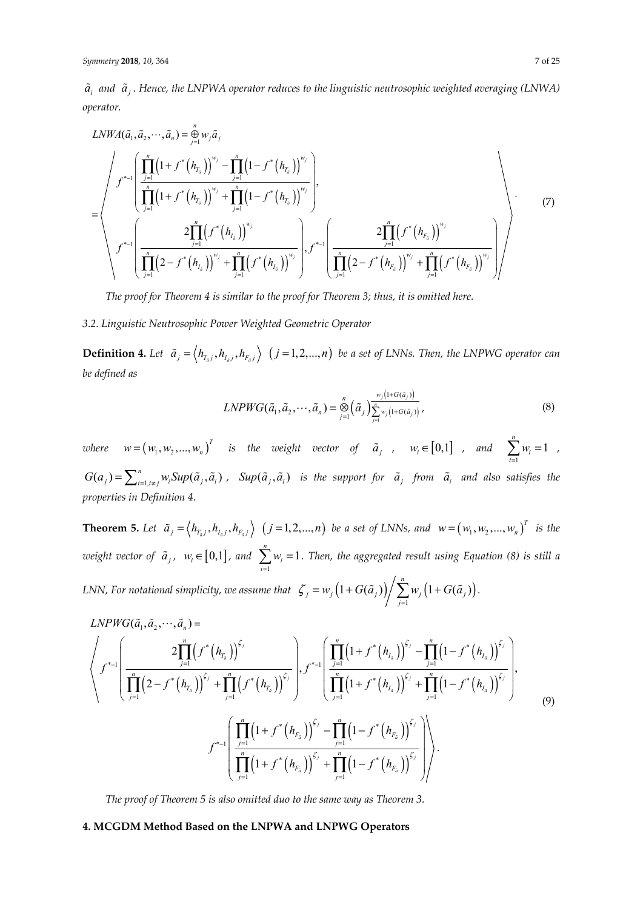*$\tilde{a}_i$ and $\tilde{a}_j$. Hence, the LNPWA operator reduces to the linguistic neutrosophic weighted averaging (LNWA) operator.*

$$
LNWA(\tilde{a}_1, \tilde{a}_2, \cdots, \tilde{a}_n) = \mathop{\oplus}_{j=1}^{n} w_j \tilde{a}_j
$$

$$
= \left\langle \begin{array}{c} f^{*-1}\left( \dfrac{\prod_{j=1}^{n}\left(1+f^*\left(h_{T_{\tilde{a}}}\right)\right)^{w_j} - \prod_{j=1}^{n}\left(1-f^*\left(h_{T_{\tilde{a}}}\right)\right)^{w_j}}{\prod_{j=1}^{n}\left(1+f^*\left(h_{T_{\tilde{a}}}\right)\right)^{w_j} + \prod_{j=1}^{n}\left(1-f^*\left(h_{T_{\tilde{a}}}\right)\right)^{w_j}} \right), \\ f^{*-1}\left( \dfrac{2\prod_{j=1}^{n}\left(f^*\left(h_{I_{\tilde{a}}}\right)\right)^{w_j}}{\prod_{j=1}^{n}\left(2-f^*\left(h_{I_{\tilde{a}}}\right)\right)^{w_j} + \prod_{j=1}^{n}\left(f^*\left(h_{I_{\tilde{a}}}\right)\right)^{w_j}} \right), f^{*-1}\left( \dfrac{2\prod_{j=1}^{n}\left(f^*\left(h_{F_{\tilde{a}}}\right)\right)^{w_j}}{\prod_{j=1}^{n}\left(2-f^*\left(h_{F_{\tilde{a}}}\right)\right)^{w_j} + \prod_{j=1}^{n}\left(f^*\left(h_{F_{\tilde{a}}}\right)\right)^{w_j}} \right) \end{array} \right\rangle . \tag{7}
$$

*The proof for Theorem 4 is similar to the proof for Theorem 3; thus, it is omitted here.*

### *3.2. Linguistic Neutrosophic Power Weighted Geometric Operator*

**Definition 4.** *Let $\tilde{a}_j = \left\langle h_{T_{\tilde{a}}j}, h_{I_{\tilde{a}}j}, h_{F_{\tilde{a}}j} \right\rangle$ $(j = 1, 2, ..., n)$ be a set of LNNs. Then, the LNPWG operator can be defined as*

$$
LNPWG(\tilde{a}_1, \tilde{a}_2, \cdots, \tilde{a}_n) = \mathop{\otimes}_{j=1}^{n} \left(\tilde{a}_j\right)^{\frac{w_j\left(1+G(\tilde{a}_j)\right)}{\sum_{j=1}^{n} w_j\left(1+G(\tilde{a}_j)\right)}}, \tag{8}
$$

*where $w = (w_1, w_2, ..., w_n)^T$ is the weight vector of $\tilde{a}_j$, $w_i \in [0,1]$, and $\sum_{i=1}^{n} w_i = 1$, $G(a_j) = \sum_{i=1, i \neq j}^{n} w_i Sup(\tilde{a}_j, \tilde{a}_i)$, $Sup(\tilde{a}_j, \tilde{a}_i)$ is the support for $\tilde{a}_j$ from $\tilde{a}_i$ and also satisfies the properties in Definition 4.*

**Theorem 5.** *Let $\tilde{a}_j = \left\langle h_{T_{\tilde{a}}j}, h_{I_{\tilde{a}}j}, h_{F_{\tilde{a}}j} \right\rangle$ $(j = 1, 2, ..., n)$ be a set of LNNs, and $w = (w_1, w_2, ..., w_n)^T$ is the weight vector of $\tilde{a}_j$, $w_i \in [0,1]$, and $\sum_{i=1}^{n} w_i = 1$. Then, the aggregated result using Equation (8) is still a LNN, For notational simplicity, we assume that $\zeta_j = w_j\left(1+G(\tilde{a}_j)\right) \Big/ \sum_{j=1}^{n} w_j\left(1+G(\tilde{a}_j)\right)$.*

$$
LNPWG(\tilde{a}_1, \tilde{a}_2, \cdots, \tilde{a}_n) =
$$

$$
\left\langle \begin{array}{c} f^{*-1}\left( \dfrac{2\prod_{j=1}^{n}\left(f^*\left(h_{T_{\tilde{a}}}\right)\right)^{\zeta_j}}{\prod_{j=1}^{n}\left(2-f^*\left(h_{T_{\tilde{a}}}\right)\right)^{\zeta_j} + \prod_{j=1}^{n}\left(f^*\left(h_{T_{\tilde{a}}}\right)\right)^{\zeta_j}} \right), f^{*-1}\left( \dfrac{\prod_{j=1}^{n}\left(1+f^*\left(h_{I_{\tilde{a}}}\right)\right)^{\zeta_j} - \prod_{j=1}^{n}\left(1-f^*\left(h_{I_{\tilde{a}}}\right)\right)^{\zeta_j}}{\prod_{j=1}^{n}\left(1+f^*\left(h_{I_{\tilde{a}}}\right)\right)^{\zeta_j} + \prod_{j=1}^{n}\left(1-f^*\left(h_{I_{\tilde{a}}}\right)\right)^{\zeta_j}} \right), \\ f^{*-1}\left( \dfrac{\prod_{j=1}^{n}\left(1+f^*\left(h_{F_{\tilde{a}}}\right)\right)^{\zeta_j} - \prod_{j=1}^{n}\left(1-f^*\left(h_{F_{\tilde{a}}}\right)\right)^{\zeta_j}}{\prod_{j=1}^{n}\left(1+f^*\left(h_{F_{\tilde{a}}}\right)\right)^{\zeta_j} + \prod_{j=1}^{n}\left(1-f^*\left(h_{F_{\tilde{a}}}\right)\right)^{\zeta_j}} \right) \end{array} \right\rangle . \tag{9}
$$

*The proof of Theorem 5 is also omitted duo to the same way as Theorem 3.*

## 4. MCGDM Method Based on the LNPWA and LNPWG Operators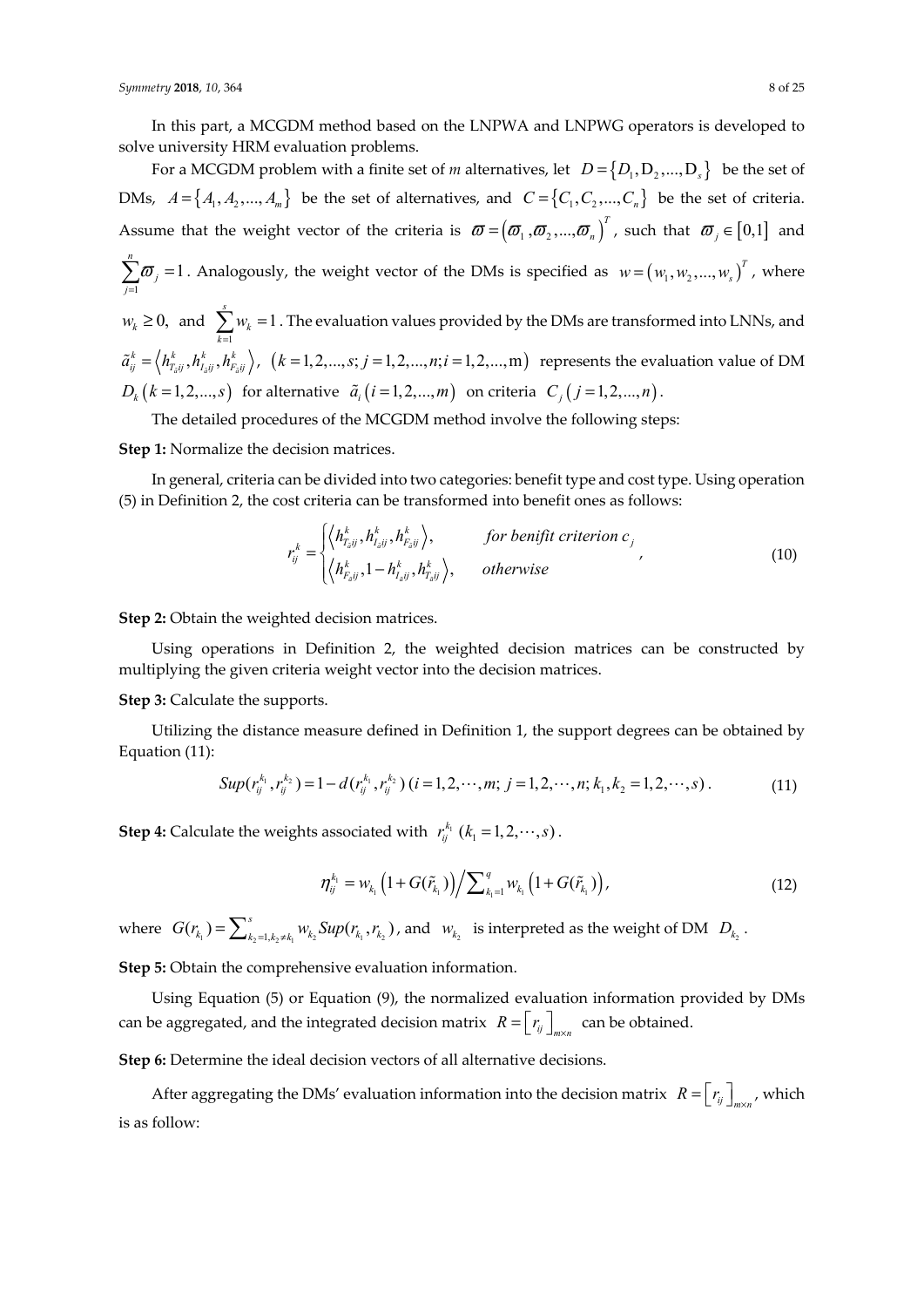In this part, a MCGDM method based on the LNPWA and LNPWG operators is developed to solve university HRM evaluation problems.

For a MCGDM problem with a finite set of $m$ alternatives, let $D = \{D_1, \mathrm{D}_2, ..., \mathrm{D}_s\}$ be the set of DMs, $A = \{A_1, A_2, ..., A_m\}$ be the set of alternatives, and $C = \{C_1, C_2, ..., C_n\}$ be the set of criteria. Assume that the weight vector of the criteria is $\varpi = (\varpi_1, \varpi_2, ..., \varpi_n)^T$, such that $\varpi_j \in [0,1]$ and $\sum_{j=1}^{n} \varpi_j = 1$. Analogously, the weight vector of the DMs is specified as $w = (w_1, w_2, ..., w_s)^T$, where $w_k \geq 0$, and $\sum_{k=1}^{s} w_k = 1$. The evaluation values provided by the DMs are transformed into LNNs, and $\tilde{a}_{ij}^k = \left\langle h_{T_{\tilde{a}}ij}^k, h_{I_{\tilde{a}}ij}^k, h_{F_{\tilde{a}}ij}^k \right\rangle$, $(k = 1,2,...,s; j = 1,2,...,n; i = 1,2,...,\mathrm{m})$ represents the evaluation value of DM $D_k\,(k = 1,2,...,s)$ for alternative $\tilde{a}_i\,(i = 1,2,...,m)$ on criteria $C_j\,(j = 1,2,...,n)$.

The detailed procedures of the MCGDM method involve the following steps:

**Step 1:** Normalize the decision matrices.

In general, criteria can be divided into two categories: benefit type and cost type. Using operation (5) in Definition 2, the cost criteria can be transformed into benefit ones as follows:

$$r_{ij}^k = \begin{cases} \left\langle h_{T_{\tilde{a}}ij}^k, h_{I_{\tilde{a}}ij}^k, h_{F_{\tilde{a}}ij}^k \right\rangle, & \text{for benifit criterion } c_j \\ \left\langle h_{F_{\tilde{a}}ij}^k, 1 - h_{I_{\tilde{a}}ij}^k, h_{T_{\tilde{a}}ij}^k \right\rangle, & \text{otherwise} \end{cases}, \tag{10}$$

**Step 2:** Obtain the weighted decision matrices.

Using operations in Definition 2, the weighted decision matrices can be constructed by multiplying the given criteria weight vector into the decision matrices.

**Step 3:** Calculate the supports.

Utilizing the distance measure defined in Definition 1, the support degrees can be obtained by Equation (11):

$$Sup(r_{ij}^{k_1}, r_{ij}^{k_2}) = 1 - d(r_{ij}^{k_1}, r_{ij}^{k_2})\ (i = 1,2,\cdots,m;\ j = 1,2,\cdots,n;\ k_1, k_2 = 1,2,\cdots,s). \tag{11}$$

**Step 4:** Calculate the weights associated with $r_{ij}^{k_1}\ (k_1 = 1,2,\cdots,s)$.

$$\eta_{ij}^{k_1} = w_{k_1}\left(1 + G(\tilde{r}_{k_1})\right) \Big/ \sum\nolimits_{k_1=1}^{q} w_{k_1}\left(1 + G(\tilde{r}_{k_1})\right), \tag{12}$$

where $G(r_{k_1}) = \sum\nolimits_{k_2=1, k_2 \neq k_1}^{s} w_{k_2} Sup(r_{k_1}, r_{k_2})$, and $w_{k_2}$ is interpreted as the weight of DM $D_{k_2}$.

**Step 5:** Obtain the comprehensive evaluation information.

Using Equation (5) or Equation (9), the normalized evaluation information provided by DMs can be aggregated, and the integrated decision matrix $R = \left[r_{ij}\right]_{m \times n}$ can be obtained.

**Step 6:** Determine the ideal decision vectors of all alternative decisions.

After aggregating the DMs' evaluation information into the decision matrix $R = \left[r_{ij}\right]_{m \times n}$, which is as follow: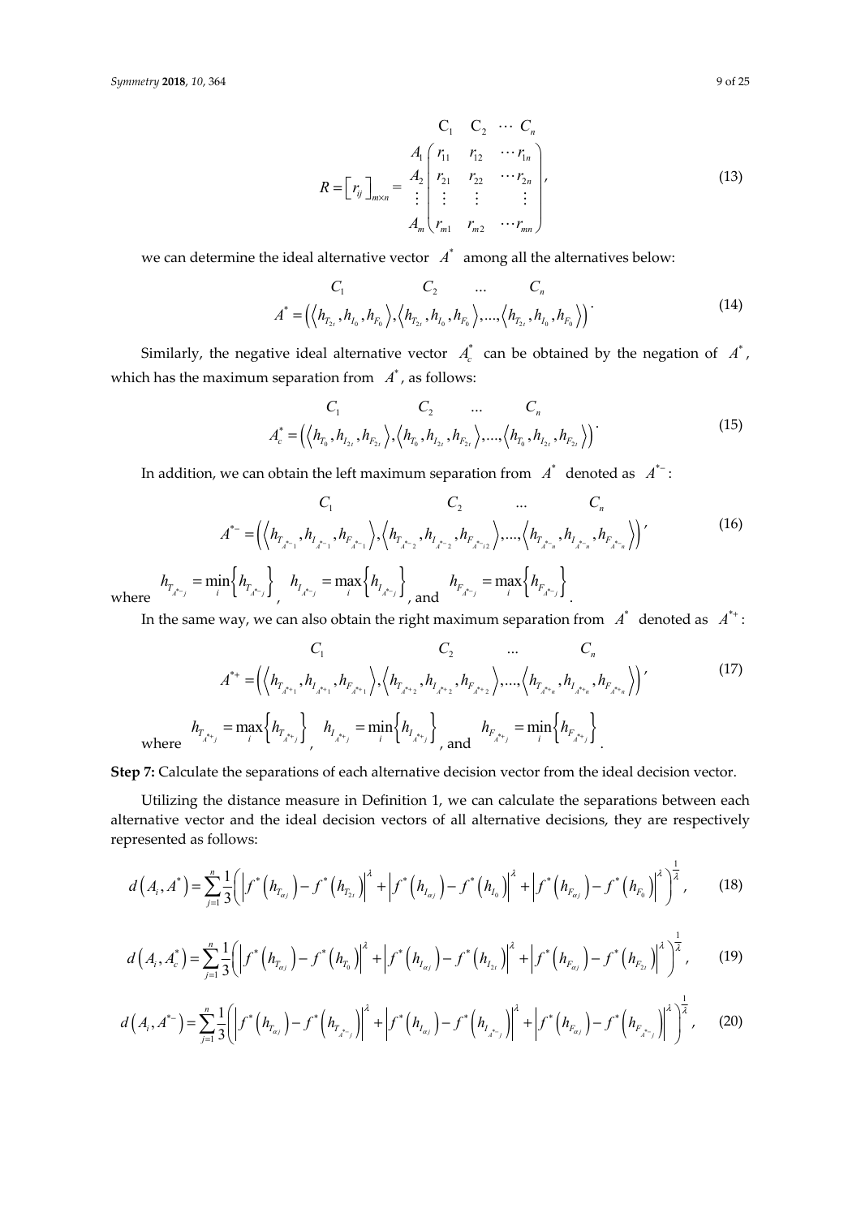$$R = \left[ r_{ij} \right]_{m \times n} = \begin{array}{c} \\ A_1 \\ A_2 \\ \vdots \\ A_m \end{array} \begin{array}{c} \begin{array}{ccc} C_1 & C_2 & \cdots C_n \end{array} \\ \begin{pmatrix} r_{11} & r_{12} & \cdots r_{1n} \\ r_{21} & r_{22} & \cdots r_{2n} \\ \vdots & \vdots & \vdots \\ r_{m1} & r_{m2} & \cdots r_{mn} \end{pmatrix} \end{array}, \tag{13}$$

we can determine the ideal alternative vector $A^*$ among all the alternatives below:

$$A^* = \left( \left\langle h_{T_{2t}}, h_{I_0}, h_{F_0} \right\rangle, \left\langle h_{T_{2t}}, h_{I_0}, h_{F_0} \right\rangle, \ldots, \left\langle h_{T_{2t}}, h_{I_0}, h_{F_0} \right\rangle \right). \tag{14}$$

where the components correspond to $C_1, C_2, \ldots, C_n$.

Similarly, the negative ideal alternative vector $A_c^*$ can be obtained by the negation of $A^*$, which has the maximum separation from $A^*$, as follows:

$$A_c^* = \left( \left\langle h_{T_0}, h_{I_{2t}}, h_{F_{2t}} \right\rangle, \left\langle h_{T_0}, h_{I_{2t}}, h_{F_{2t}} \right\rangle, \ldots, \left\langle h_{T_0}, h_{I_{2t}}, h_{F_{2t}} \right\rangle \right). \tag{15}$$

In addition, we can obtain the left maximum separation from $A^*$ denoted as $A^{*-}$:

$$A^{*-} = \left( \left\langle h_{T_{A^{*-}1}}, h_{I_{A^{*-}1}}, h_{F_{A^{*-}1}} \right\rangle, \left\langle h_{T_{A^{*-}2}}, h_{I_{A^{*-}2}}, h_{F_{A^{*-}i2}} \right\rangle, \ldots, \left\langle h_{T_{A^{*-}n}}, h_{I_{A^{*-}n}}, h_{F_{A^{*-}n}} \right\rangle \right), \tag{16}$$

where $h_{T_{A^{*-}j}} = \min\limits_i \left\{ h_{T_{A^{*-}j}} \right\}$, $h_{I_{A^{*-}j}} = \max\limits_i \left\{ h_{I_{A^{*-}j}} \right\}$, and $h_{F_{A^{*-}j}} = \max\limits_i \left\{ h_{F_{A^{*-}j}} \right\}$.

In the same way, we can also obtain the right maximum separation from $A^*$ denoted as $A^{*+}$:

$$A^{*+} = \left( \left\langle h_{T_{A^{*+}1}}, h_{I_{A^{*+}1}}, h_{F_{A^{*+}1}} \right\rangle, \left\langle h_{T_{A^{*+}2}}, h_{I_{A^{*+}2}}, h_{F_{A^{*+}2}} \right\rangle, \ldots, \left\langle h_{T_{A^{*+}n}}, h_{I_{A^{*+}n}}, h_{F_{A^{*+}n}} \right\rangle \right), \tag{17}$$

where $h_{T_{A^{*+}j}} = \max\limits_i \left\{ h_{T_{A^{*+}j}} \right\}$, $h_{I_{A^{*+}j}} = \min\limits_i \left\{ h_{I_{A^{*+}j}} \right\}$, and $h_{F_{A^{*+}j}} = \min\limits_i \left\{ h_{F_{A^{*+}j}} \right\}$.

**Step 7:** Calculate the separations of each alternative decision vector from the ideal decision vector.

Utilizing the distance measure in Definition 1, we can calculate the separations between each alternative vector and the ideal decision vectors of all alternative decisions, they are respectively represented as follows:

$$d\left(A_i, A^*\right) = \sum_{j=1}^{n} \frac{1}{3} \left( \left| f^*\left(h_{T_{\alpha j}}\right) - f^*\left(h_{T_{2t}}\right) \right|^{\lambda} + \left| f^*\left(h_{I_{\alpha j}}\right) - f^*\left(h_{I_0}\right) \right|^{\lambda} + \left| f^*\left(h_{F_{\alpha j}}\right) - f^*\left(h_{F_0}\right) \right|^{\lambda} \right)^{\frac{1}{\lambda}}, \tag{18}$$

$$d\left(A_i, A_c^*\right) = \sum_{j=1}^{n} \frac{1}{3} \left( \left| f^*\left(h_{T_{\alpha j}}\right) - f^*\left(h_{T_0}\right) \right|^{\lambda} + \left| f^*\left(h_{I_{\alpha j}}\right) - f^*\left(h_{I_{2t}}\right) \right|^{\lambda} + \left| f^*\left(h_{F_{\alpha j}}\right) - f^*\left(h_{F_{2t}}\right) \right|^{\lambda} \right)^{\frac{1}{\lambda}}, \tag{19}$$

$$d\left(A_i, A^{*-}\right) = \sum_{j=1}^{n} \frac{1}{3} \left( \left| f^*\left(h_{T_{\alpha j}}\right) - f^*\left(h_{T_{A^{*-}j}}\right) \right|^{\lambda} + \left| f^*\left(h_{I_{\alpha j}}\right) - f^*\left(h_{I_{A^{*-}j}}\right) \right|^{\lambda} + \left| f^*\left(h_{F_{\alpha j}}\right) - f^*\left(h_{F_{A^{*-}j}}\right) \right|^{\lambda} \right)^{\frac{1}{\lambda}}, \tag{20}$$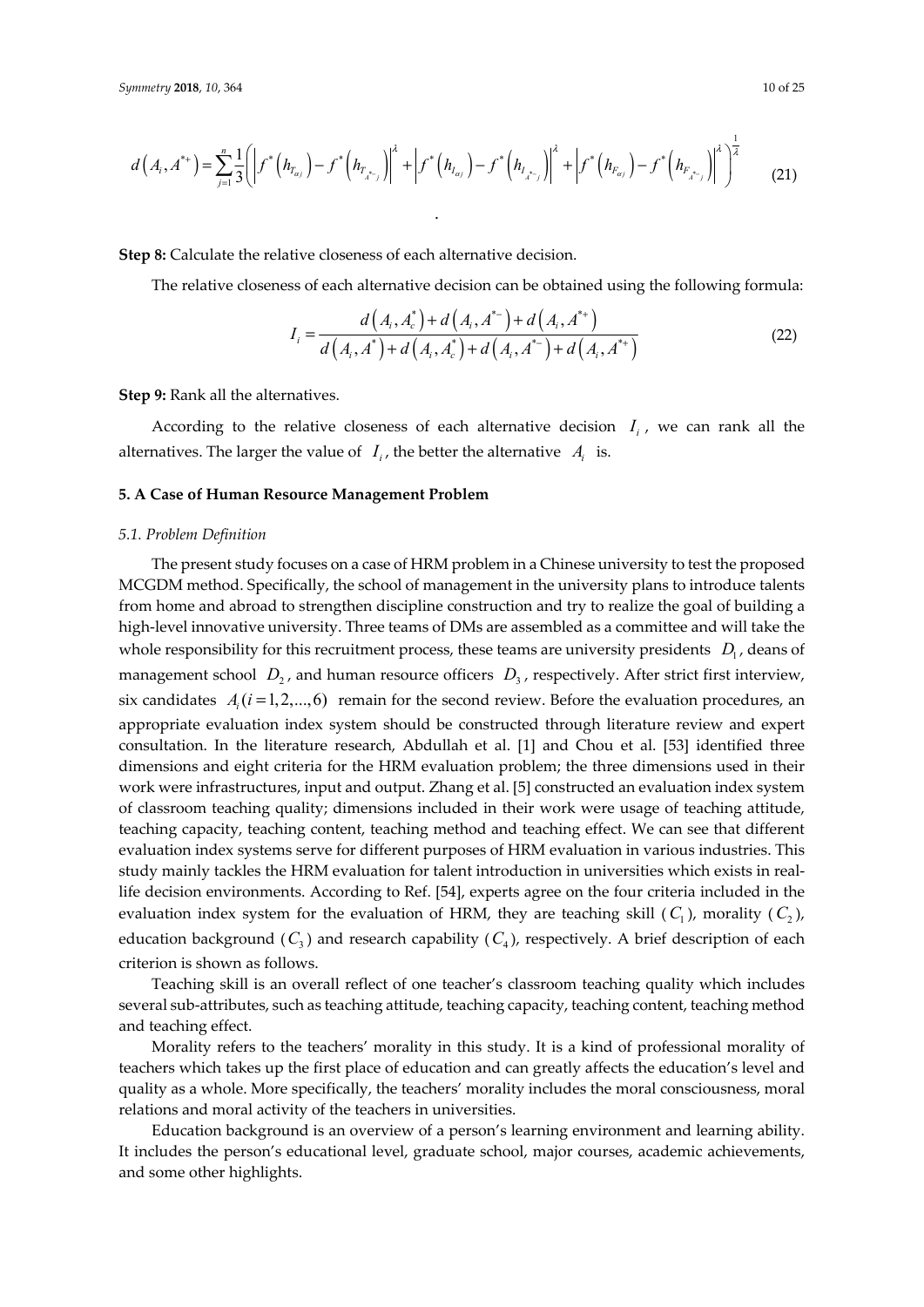$$d\left(A_i, A^{*+}\right)=\sum_{j=1}^{n} \frac{1}{3}\left(\left|f^*\left(h_{T_{\alpha j}}\right)-f^*\left(h_{T_{A^{*+} j}}\right)\right|^{\lambda}+\left|f^*\left(h_{I_{\alpha j}}\right)-f^*\left(h_{I_{A^{*+} j}}\right)\right|^{\lambda}+\left|f^*\left(h_{F_{\alpha j}}\right)-f^*\left(h_{F_{A^{*+} j}}\right)\right|^{\lambda}\right)^{\frac{1}{\lambda}} \tag{21}$$

**Step 8:** Calculate the relative closeness of each alternative decision.

The relative closeness of each alternative decision can be obtained using the following formula:

$$I_i=\frac{d\left(A_i, A_c^*\right)+d\left(A_i, A^{*-}\right)+d\left(A_i, A^{*+}\right)}{d\left(A_i, A^*\right)+d\left(A_i, A_c^*\right)+d\left(A_i, A^{*-}\right)+d\left(A_i, A^{*+}\right)} \tag{22}$$

**Step 9:** Rank all the alternatives.

According to the relative closeness of each alternative decision $I_i$, we can rank all the alternatives. The larger the value of $I_i$, the better the alternative $A_i$ is.

## 5. A Case of Human Resource Management Problem

### 5.1. Problem Definition

The present study focuses on a case of HRM problem in a Chinese university to test the proposed MCGDM method. Specifically, the school of management in the university plans to introduce talents from home and abroad to strengthen discipline construction and try to realize the goal of building a high-level innovative university. Three teams of DMs are assembled as a committee and will take the whole responsibility for this recruitment process, these teams are university presidents $D_1$, deans of management school $D_2$, and human resource officers $D_3$, respectively. After strict first interview, six candidates $A_i (i=1,2,...,6)$ remain for the second review. Before the evaluation procedures, an appropriate evaluation index system should be constructed through literature review and expert consultation. In the literature research, Abdullah et al. [1] and Chou et al. [53] identified three dimensions and eight criteria for the HRM evaluation problem; the three dimensions used in their work were infrastructures, input and output. Zhang et al. [5] constructed an evaluation index system of classroom teaching quality; dimensions included in their work were usage of teaching attitude, teaching capacity, teaching content, teaching method and teaching effect. We can see that different evaluation index systems serve for different purposes of HRM evaluation in various industries. This study mainly tackles the HRM evaluation for talent introduction in universities which exists in real-life decision environments. According to Ref. [54], experts agree on the four criteria included in the evaluation index system for the evaluation of HRM, they are teaching skill ($C_1$), morality ($C_2$), education background ($C_3$) and research capability ($C_4$), respectively. A brief description of each criterion is shown as follows.

Teaching skill is an overall reflect of one teacher's classroom teaching quality which includes several sub-attributes, such as teaching attitude, teaching capacity, teaching content, teaching method and teaching effect.

Morality refers to the teachers' morality in this study. It is a kind of professional morality of teachers which takes up the first place of education and can greatly affects the education's level and quality as a whole. More specifically, the teachers' morality includes the moral consciousness, moral relations and moral activity of the teachers in universities.

Education background is an overview of a person's learning environment and learning ability. It includes the person's educational level, graduate school, major courses, academic achievements, and some other highlights.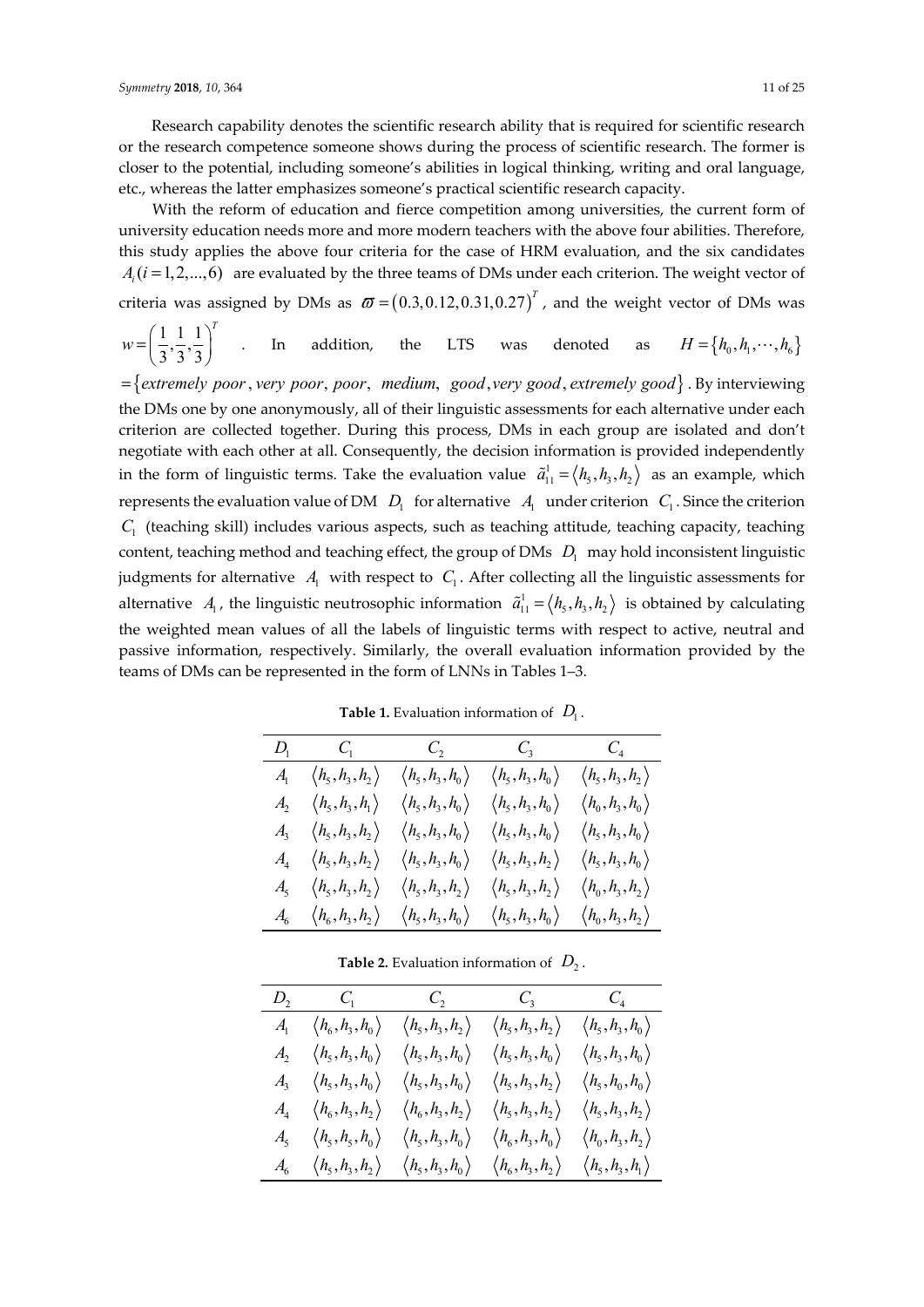Research capability denotes the scientific research ability that is required for scientific research or the research competence someone shows during the process of scientific research. The former is closer to the potential, including someone's abilities in logical thinking, writing and oral language, etc., whereas the latter emphasizes someone's practical scientific research capacity.

With the reform of education and fierce competition among universities, the current form of university education needs more and more modern teachers with the above four abilities. Therefore, this study applies the above four criteria for the case of HRM evaluation, and the six candidates $A_i (i = 1, 2, ..., 6)$ are evaluated by the three teams of DMs under each criterion. The weight vector of criteria was assigned by DMs as $\varpi = (0.3, 0.12, 0.31, 0.27)^T$, and the weight vector of DMs was $w = \left(\frac{1}{3}, \frac{1}{3}, \frac{1}{3}\right)^T$. In addition, the LTS was denoted as $H = \{h_0, h_1, \cdots, h_6\}$ $= \{extremely\ poor, very\ poor, poor, medium, good, very\ good, extremely\ good\}$. By interviewing the DMs one by one anonymously, all of their linguistic assessments for each alternative under each criterion are collected together. During this process, DMs in each group are isolated and don't negotiate with each other at all. Consequently, the decision information is provided independently in the form of linguistic terms. Take the evaluation value $\tilde{a}_{11}^1 = \langle h_5, h_3, h_2 \rangle$ as an example, which represents the evaluation value of DM $D_1$ for alternative $A_1$ under criterion $C_1$. Since the criterion $C_1$ (teaching skill) includes various aspects, such as teaching attitude, teaching capacity, teaching content, teaching method and teaching effect, the group of DMs $D_1$ may hold inconsistent linguistic judgments for alternative $A_1$ with respect to $C_1$. After collecting all the linguistic assessments for alternative $A_1$, the linguistic neutrosophic information $\tilde{a}_{11}^1 = \langle h_5, h_3, h_2 \rangle$ is obtained by calculating the weighted mean values of all the labels of linguistic terms with respect to active, neutral and passive information, respectively. Similarly, the overall evaluation information provided by the teams of DMs can be represented in the form of LNNs in Tables 1–3.

**Table 1.** Evaluation information of $D_1$.

| $D_1$ | $C_1$ | $C_2$ | $C_3$ | $C_4$ |
|---|---|---|---|---|
| $A_1$ | $\langle h_5, h_3, h_2 \rangle$ | $\langle h_5, h_3, h_0 \rangle$ | $\langle h_5, h_3, h_0 \rangle$ | $\langle h_5, h_3, h_2 \rangle$ |
| $A_2$ | $\langle h_5, h_3, h_1 \rangle$ | $\langle h_5, h_3, h_0 \rangle$ | $\langle h_5, h_3, h_0 \rangle$ | $\langle h_0, h_3, h_0 \rangle$ |
| $A_3$ | $\langle h_5, h_3, h_2 \rangle$ | $\langle h_5, h_3, h_0 \rangle$ | $\langle h_5, h_3, h_0 \rangle$ | $\langle h_5, h_3, h_0 \rangle$ |
| $A_4$ | $\langle h_5, h_3, h_2 \rangle$ | $\langle h_5, h_3, h_0 \rangle$ | $\langle h_5, h_3, h_2 \rangle$ | $\langle h_5, h_3, h_0 \rangle$ |
| $A_5$ | $\langle h_5, h_3, h_2 \rangle$ | $\langle h_5, h_3, h_2 \rangle$ | $\langle h_5, h_3, h_2 \rangle$ | $\langle h_0, h_3, h_2 \rangle$ |
| $A_6$ | $\langle h_6, h_3, h_2 \rangle$ | $\langle h_5, h_3, h_0 \rangle$ | $\langle h_5, h_3, h_0 \rangle$ | $\langle h_0, h_3, h_2 \rangle$ |

**Table 2.** Evaluation information of $D_2$.

| $D_2$ | $C_1$ | $C_2$ | $C_3$ | $C_4$ |
|---|---|---|---|---|
| $A_1$ | $\langle h_6, h_3, h_0 \rangle$ | $\langle h_5, h_3, h_2 \rangle$ | $\langle h_5, h_3, h_2 \rangle$ | $\langle h_5, h_3, h_0 \rangle$ |
| $A_2$ | $\langle h_5, h_3, h_0 \rangle$ | $\langle h_5, h_3, h_0 \rangle$ | $\langle h_5, h_3, h_0 \rangle$ | $\langle h_5, h_3, h_0 \rangle$ |
| $A_3$ | $\langle h_5, h_3, h_0 \rangle$ | $\langle h_5, h_3, h_0 \rangle$ | $\langle h_5, h_3, h_2 \rangle$ | $\langle h_5, h_0, h_0 \rangle$ |
| $A_4$ | $\langle h_6, h_3, h_2 \rangle$ | $\langle h_6, h_3, h_2 \rangle$ | $\langle h_5, h_3, h_2 \rangle$ | $\langle h_5, h_3, h_2 \rangle$ |
| $A_5$ | $\langle h_5, h_5, h_0 \rangle$ | $\langle h_5, h_3, h_0 \rangle$ | $\langle h_6, h_3, h_0 \rangle$ | $\langle h_0, h_3, h_2 \rangle$ |
| $A_6$ | $\langle h_5, h_3, h_2 \rangle$ | $\langle h_5, h_3, h_0 \rangle$ | $\langle h_6, h_3, h_2 \rangle$ | $\langle h_5, h_3, h_1 \rangle$ |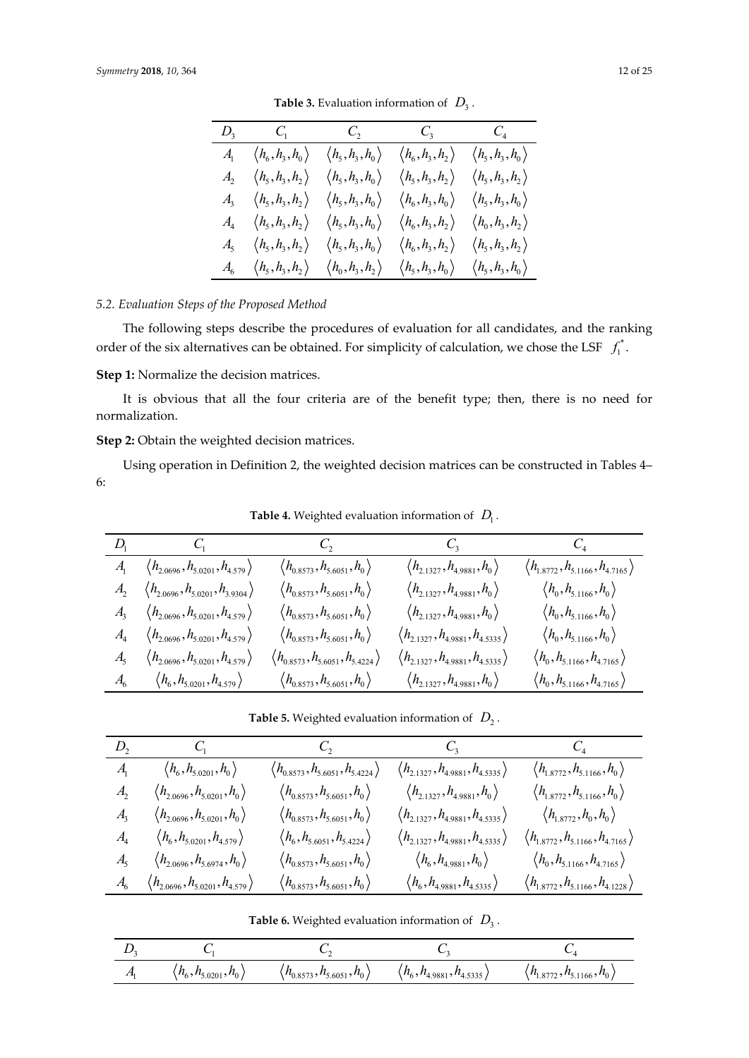**Table 3.** Evaluation information of $D_3$.

| $D_3$ | $C_1$ | $C_2$ | $C_3$ | $C_4$ |
|---|---|---|---|---|
| $A_1$ | $\langle h_6, h_3, h_0 \rangle$ | $\langle h_5, h_3, h_0 \rangle$ | $\langle h_6, h_3, h_2 \rangle$ | $\langle h_5, h_3, h_0 \rangle$ |
| $A_2$ | $\langle h_5, h_3, h_2 \rangle$ | $\langle h_5, h_3, h_0 \rangle$ | $\langle h_5, h_3, h_2 \rangle$ | $\langle h_5, h_3, h_2 \rangle$ |
| $A_3$ | $\langle h_5, h_3, h_2 \rangle$ | $\langle h_5, h_3, h_0 \rangle$ | $\langle h_6, h_3, h_0 \rangle$ | $\langle h_5, h_3, h_0 \rangle$ |
| $A_4$ | $\langle h_5, h_3, h_2 \rangle$ | $\langle h_5, h_3, h_0 \rangle$ | $\langle h_6, h_3, h_2 \rangle$ | $\langle h_0, h_3, h_2 \rangle$ |
| $A_5$ | $\langle h_5, h_3, h_2 \rangle$ | $\langle h_5, h_3, h_0 \rangle$ | $\langle h_6, h_3, h_2 \rangle$ | $\langle h_5, h_3, h_2 \rangle$ |
| $A_6$ | $\langle h_5, h_3, h_2 \rangle$ | $\langle h_0, h_3, h_2 \rangle$ | $\langle h_5, h_3, h_0 \rangle$ | $\langle h_5, h_3, h_0 \rangle$ |

*5.2. Evaluation Steps of the Proposed Method*

The following steps describe the procedures of evaluation for all candidates, and the ranking order of the six alternatives can be obtained. For simplicity of calculation, we chose the LSF $f_1^*$.

**Step 1:** Normalize the decision matrices.

It is obvious that all the four criteria are of the benefit type; then, there is no need for normalization.

**Step 2:** Obtain the weighted decision matrices.

Using operation in Definition 2, the weighted decision matrices can be constructed in Tables 4–6:

**Table 4.** Weighted evaluation information of $D_1$.

| $D_1$ | $C_1$ | $C_2$ | $C_3$ | $C_4$ |
|---|---|---|---|---|
| $A_1$ | $\langle h_{2.0696}, h_{5.0201}, h_{4.579} \rangle$ | $\langle h_{0.8573}, h_{5.6051}, h_0 \rangle$ | $\langle h_{2.1327}, h_{4.9881}, h_0 \rangle$ | $\langle h_{1.8772}, h_{5.1166}, h_{4.7165} \rangle$ |
| $A_2$ | $\langle h_{2.0696}, h_{5.0201}, h_{3.9304} \rangle$ | $\langle h_{0.8573}, h_{5.6051}, h_0 \rangle$ | $\langle h_{2.1327}, h_{4.9881}, h_0 \rangle$ | $\langle h_0, h_{5.1166}, h_0 \rangle$ |
| $A_3$ | $\langle h_{2.0696}, h_{5.0201}, h_{4.579} \rangle$ | $\langle h_{0.8573}, h_{5.6051}, h_0 \rangle$ | $\langle h_{2.1327}, h_{4.9881}, h_0 \rangle$ | $\langle h_0, h_{5.1166}, h_0 \rangle$ |
| $A_4$ | $\langle h_{2.0696}, h_{5.0201}, h_{4.579} \rangle$ | $\langle h_{0.8573}, h_{5.6051}, h_0 \rangle$ | $\langle h_{2.1327}, h_{4.9881}, h_{4.5335} \rangle$ | $\langle h_0, h_{5.1166}, h_0 \rangle$ |
| $A_5$ | $\langle h_{2.0696}, h_{5.0201}, h_{4.579} \rangle$ | $\langle h_{0.8573}, h_{5.6051}, h_{5.4224} \rangle$ | $\langle h_{2.1327}, h_{4.9881}, h_{4.5335} \rangle$ | $\langle h_0, h_{5.1166}, h_{4.7165} \rangle$ |
| $A_6$ | $\langle h_6, h_{5.0201}, h_{4.579} \rangle$ | $\langle h_{0.8573}, h_{5.6051}, h_0 \rangle$ | $\langle h_{2.1327}, h_{4.9881}, h_0 \rangle$ | $\langle h_0, h_{5.1166}, h_{4.7165} \rangle$ |

**Table 5.** Weighted evaluation information of $D_2$.

| $D_2$ | $C_1$ | $C_2$ | $C_3$ | $C_4$ |
|---|---|---|---|---|
| $A_1$ | $\langle h_6, h_{5.0201}, h_0 \rangle$ | $\langle h_{0.8573}, h_{5.6051}, h_{5.4224} \rangle$ | $\langle h_{2.1327}, h_{4.9881}, h_{4.5335} \rangle$ | $\langle h_{1.8772}, h_{5.1166}, h_0 \rangle$ |
| $A_2$ | $\langle h_{2.0696}, h_{5.0201}, h_0 \rangle$ | $\langle h_{0.8573}, h_{5.6051}, h_0 \rangle$ | $\langle h_{2.1327}, h_{4.9881}, h_0 \rangle$ | $\langle h_{1.8772}, h_{5.1166}, h_0 \rangle$ |
| $A_3$ | $\langle h_{2.0696}, h_{5.0201}, h_0 \rangle$ | $\langle h_{0.8573}, h_{5.6051}, h_0 \rangle$ | $\langle h_{2.1327}, h_{4.9881}, h_{4.5335} \rangle$ | $\langle h_{1.8772}, h_0, h_0 \rangle$ |
| $A_4$ | $\langle h_6, h_{5.0201}, h_{4.579} \rangle$ | $\langle h_6, h_{5.6051}, h_{5.4224} \rangle$ | $\langle h_{2.1327}, h_{4.9881}, h_{4.5335} \rangle$ | $\langle h_{1.8772}, h_{5.1166}, h_{4.7165} \rangle$ |
| $A_5$ | $\langle h_{2.0696}, h_{5.6974}, h_0 \rangle$ | $\langle h_{0.8573}, h_{5.6051}, h_0 \rangle$ | $\langle h_6, h_{4.9881}, h_0 \rangle$ | $\langle h_0, h_{5.1166}, h_{4.7165} \rangle$ |
| $A_6$ | $\langle h_{2.0696}, h_{5.0201}, h_{4.579} \rangle$ | $\langle h_{0.8573}, h_{5.6051}, h_0 \rangle$ | $\langle h_6, h_{4.9881}, h_{4.5335} \rangle$ | $\langle h_{1.8772}, h_{5.1166}, h_{4.1228} \rangle$ |

**Table 6.** Weighted evaluation information of $D_3$.

| $D_3$ | $C_1$ | $C_2$ | $C_3$ | $C_4$ |
|---|---|---|---|---|
| $A_1$ | $\langle h_6, h_{5.0201}, h_0 \rangle$ | $\langle h_{0.8573}, h_{5.6051}, h_0 \rangle$ | $\langle h_6, h_{4.9881}, h_{4.5335} \rangle$ | $\langle h_{1.8772}, h_{5.1166}, h_0 \rangle$ |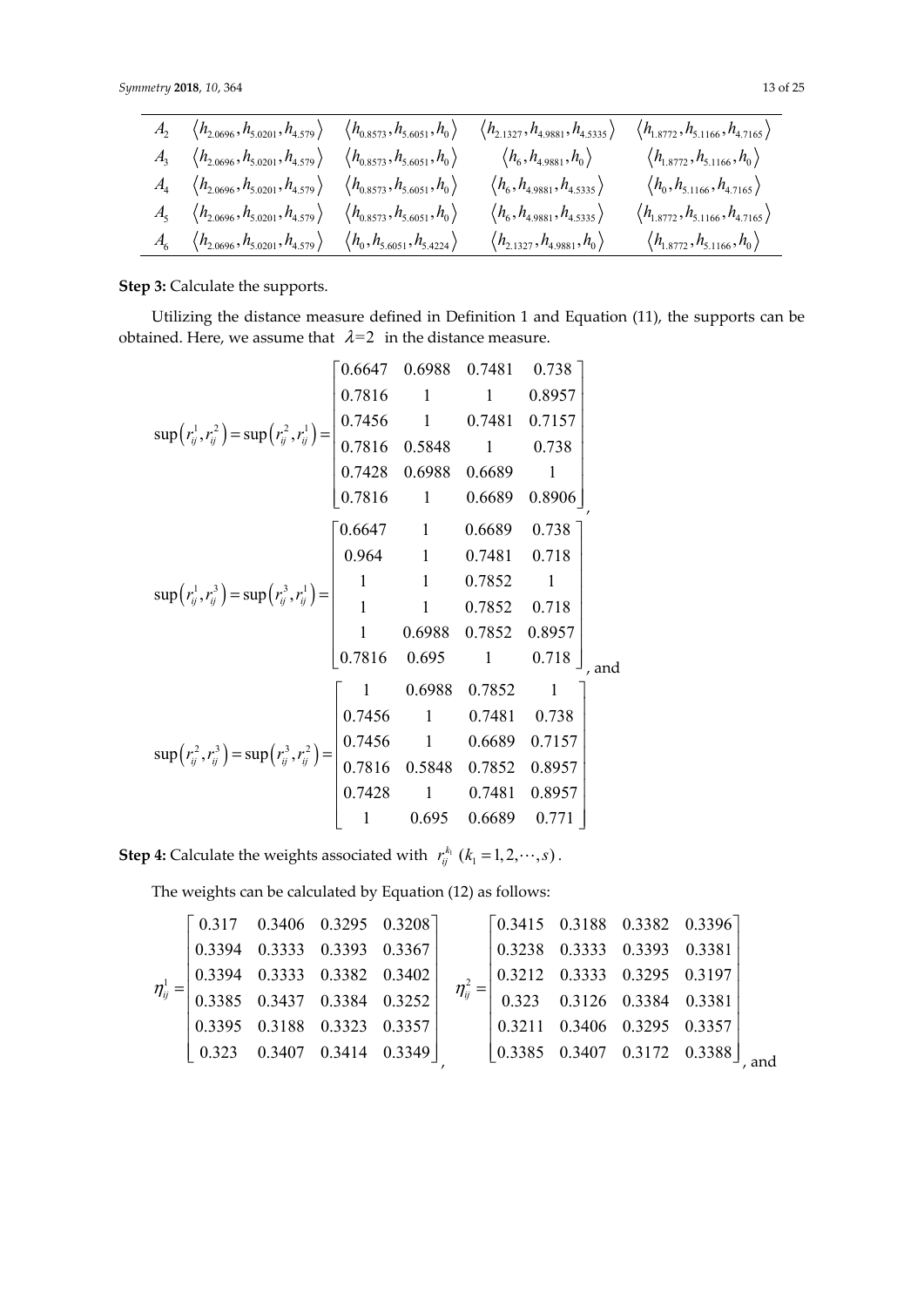| | | | | |
|---|---|---|---|---|
| $A_2$ | $\langle h_{2.0696}, h_{5.0201}, h_{4.579} \rangle$ | $\langle h_{0.8573}, h_{5.6051}, h_0 \rangle$ | $\langle h_{2.1327}, h_{4.9881}, h_{4.5335} \rangle$ | $\langle h_{1.8772}, h_{5.1166}, h_{4.7165} \rangle$ |
| $A_3$ | $\langle h_{2.0696}, h_{5.0201}, h_{4.579} \rangle$ | $\langle h_{0.8573}, h_{5.6051}, h_0 \rangle$ | $\langle h_6, h_{4.9881}, h_0 \rangle$ | $\langle h_{1.8772}, h_{5.1166}, h_0 \rangle$ |
| $A_4$ | $\langle h_{2.0696}, h_{5.0201}, h_{4.579} \rangle$ | $\langle h_{0.8573}, h_{5.6051}, h_0 \rangle$ | $\langle h_6, h_{4.9881}, h_{4.5335} \rangle$ | $\langle h_0, h_{5.1166}, h_{4.7165} \rangle$ |
| $A_5$ | $\langle h_{2.0696}, h_{5.0201}, h_{4.579} \rangle$ | $\langle h_{0.8573}, h_{5.6051}, h_0 \rangle$ | $\langle h_6, h_{4.9881}, h_{4.5335} \rangle$ | $\langle h_{1.8772}, h_{5.1166}, h_{4.7165} \rangle$ |
| $A_6$ | $\langle h_{2.0696}, h_{5.0201}, h_{4.579} \rangle$ | $\langle h_0, h_{5.6051}, h_{5.4224} \rangle$ | $\langle h_{2.1327}, h_{4.9881}, h_0 \rangle$ | $\langle h_{1.8772}, h_{5.1166}, h_0 \rangle$ |

**Step 3:** Calculate the supports.

Utilizing the distance measure defined in Definition 1 and Equation (11), the supports can be obtained. Here, we assume that $\lambda=2$ in the distance measure.

$$\sup\left(r_{ij}^1, r_{ij}^2\right) = \sup\left(r_{ij}^2, r_{ij}^1\right) = \begin{bmatrix} 0.6647 & 0.6988 & 0.7481 & 0.738 \\ 0.7816 & 1 & 1 & 0.8957 \\ 0.7456 & 1 & 0.7481 & 0.7157 \\ 0.7816 & 0.5848 & 1 & 0.738 \\ 0.7428 & 0.6988 & 0.6689 & 1 \\ 0.7816 & 1 & 0.6689 & 0.8906 \end{bmatrix},$$

$$\sup\left(r_{ij}^1, r_{ij}^3\right) = \sup\left(r_{ij}^3, r_{ij}^1\right) = \begin{bmatrix} 0.6647 & 1 & 0.6689 & 0.738 \\ 0.964 & 1 & 0.7481 & 0.718 \\ 1 & 1 & 0.7852 & 1 \\ 1 & 1 & 0.7852 & 0.718 \\ 1 & 0.6988 & 0.7852 & 0.8957 \\ 0.7816 & 0.695 & 1 & 0.718 \end{bmatrix}, \text{ and}$$

$$\sup\left(r_{ij}^2, r_{ij}^3\right) = \sup\left(r_{ij}^3, r_{ij}^2\right) = \begin{bmatrix} 1 & 0.6988 & 0.7852 & 1 \\ 0.7456 & 1 & 0.7481 & 0.738 \\ 0.7456 & 1 & 0.6689 & 0.7157 \\ 0.7816 & 0.5848 & 0.7852 & 0.8957 \\ 0.7428 & 1 & 0.7481 & 0.8957 \\ 1 & 0.695 & 0.6689 & 0.771 \end{bmatrix}$$

**Step 4:** Calculate the weights associated with $r_{ij}^{k_1}$ $(k_1 = 1, 2, \cdots, s)$.

The weights can be calculated by Equation (12) as follows:

$$\eta_{ij}^1 = \begin{bmatrix} 0.317 & 0.3406 & 0.3295 & 0.3208 \\ 0.3394 & 0.3333 & 0.3393 & 0.3367 \\ 0.3394 & 0.3333 & 0.3382 & 0.3402 \\ 0.3385 & 0.3437 & 0.3384 & 0.3252 \\ 0.3395 & 0.3188 & 0.3323 & 0.3357 \\ 0.323 & 0.3407 & 0.3414 & 0.3349 \end{bmatrix}, \quad \eta_{ij}^2 = \begin{bmatrix} 0.3415 & 0.3188 & 0.3382 & 0.3396 \\ 0.3238 & 0.3333 & 0.3393 & 0.3381 \\ 0.3212 & 0.3333 & 0.3295 & 0.3197 \\ 0.323 & 0.3126 & 0.3384 & 0.3381 \\ 0.3211 & 0.3406 & 0.3295 & 0.3357 \\ 0.3385 & 0.3407 & 0.3172 & 0.3388 \end{bmatrix}, \text{ and}$$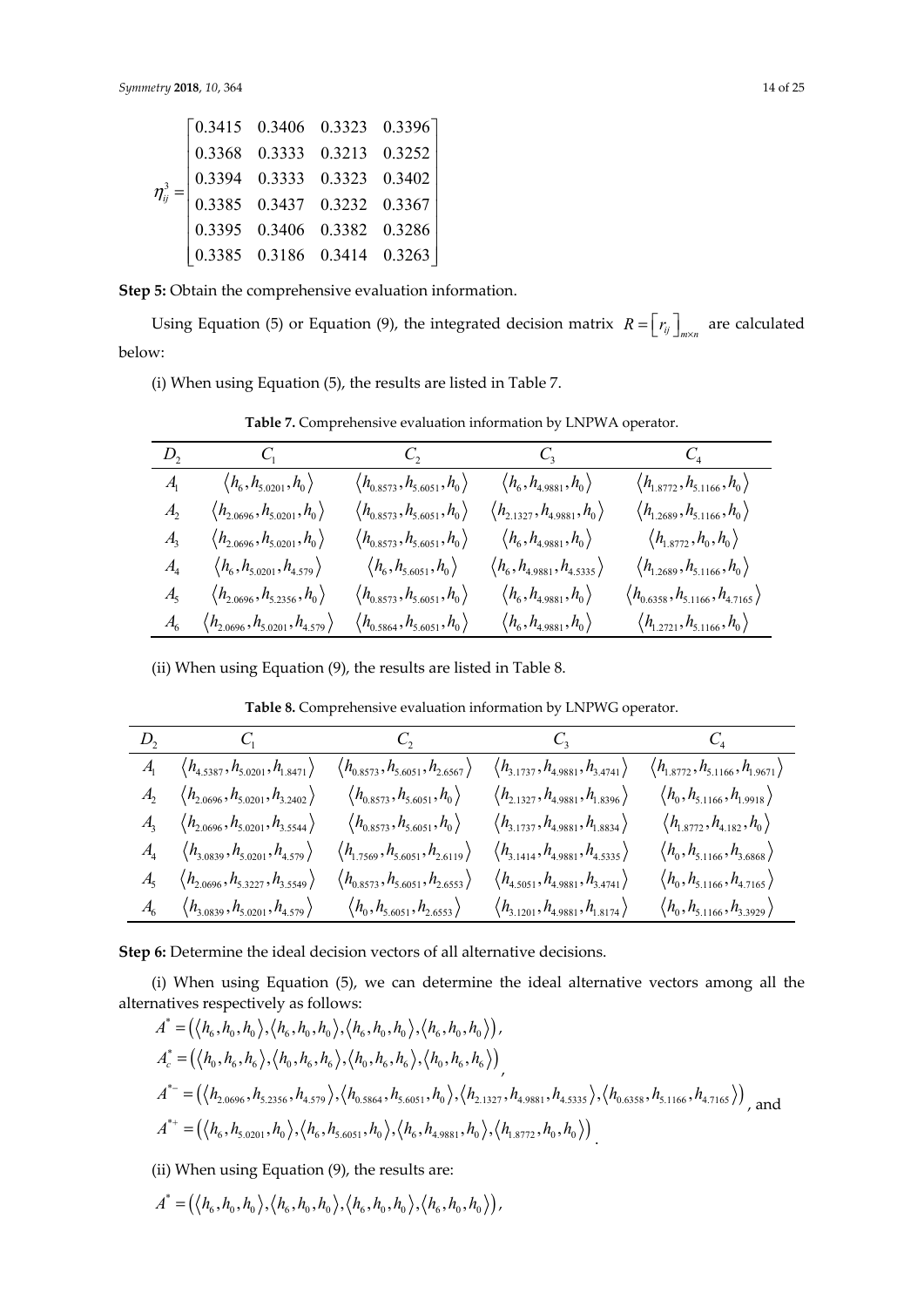$$\eta_{ij}^{3}=\begin{bmatrix} 0.3415 & 0.3406 & 0.3323 & 0.3396 \\ 0.3368 & 0.3333 & 0.3213 & 0.3252 \\ 0.3394 & 0.3333 & 0.3323 & 0.3402 \\ 0.3385 & 0.3437 & 0.3232 & 0.3367 \\ 0.3395 & 0.3406 & 0.3382 & 0.3286 \\ 0.3385 & 0.3186 & 0.3414 & 0.3263 \end{bmatrix}$$

**Step 5:** Obtain the comprehensive evaluation information.

Using Equation (5) or Equation (9), the integrated decision matrix $R=\left[r_{ij}\right]_{m\times n}$ are calculated below:

(i) When using Equation (5), the results are listed in Table 7.

**Table 7.** Comprehensive evaluation information by LNPWA operator.

| $D_2$ | $C_1$ | $C_2$ | $C_3$ | $C_4$ |
|---|---|---|---|---|
| $A_1$ | $\langle h_6, h_{5.0201}, h_0\rangle$ | $\langle h_{0.8573}, h_{5.6051}, h_0\rangle$ | $\langle h_6, h_{4.9881}, h_0\rangle$ | $\langle h_{1.8772}, h_{5.1166}, h_0\rangle$ |
| $A_2$ | $\langle h_{2.0696}, h_{5.0201}, h_0\rangle$ | $\langle h_{0.8573}, h_{5.6051}, h_0\rangle$ | $\langle h_{2.1327}, h_{4.9881}, h_0\rangle$ | $\langle h_{1.2689}, h_{5.1166}, h_0\rangle$ |
| $A_3$ | $\langle h_{2.0696}, h_{5.0201}, h_0\rangle$ | $\langle h_{0.8573}, h_{5.6051}, h_0\rangle$ | $\langle h_6, h_{4.9881}, h_0\rangle$ | $\langle h_{1.8772}, h_0, h_0\rangle$ |
| $A_4$ | $\langle h_6, h_{5.0201}, h_{4.579}\rangle$ | $\langle h_6, h_{5.6051}, h_0\rangle$ | $\langle h_6, h_{4.9881}, h_{4.5335}\rangle$ | $\langle h_{1.2689}, h_{5.1166}, h_0\rangle$ |
| $A_5$ | $\langle h_{2.0696}, h_{5.2356}, h_0\rangle$ | $\langle h_{0.8573}, h_{5.6051}, h_0\rangle$ | $\langle h_6, h_{4.9881}, h_0\rangle$ | $\langle h_{0.6358}, h_{5.1166}, h_{4.7165}\rangle$ |
| $A_6$ | $\langle h_{2.0696}, h_{5.0201}, h_{4.579}\rangle$ | $\langle h_{0.5864}, h_{5.6051}, h_0\rangle$ | $\langle h_6, h_{4.9881}, h_0\rangle$ | $\langle h_{1.2721}, h_{5.1166}, h_0\rangle$ |

(ii) When using Equation (9), the results are listed in Table 8.

**Table 8.** Comprehensive evaluation information by LNPWG operator.

| $D_2$ | $C_1$ | $C_2$ | $C_3$ | $C_4$ |
|---|---|---|---|---|
| $A_1$ | $\langle h_{4.5387}, h_{5.0201}, h_{1.8471}\rangle$ | $\langle h_{0.8573}, h_{5.6051}, h_{2.6567}\rangle$ | $\langle h_{3.1737}, h_{4.9881}, h_{3.4741}\rangle$ | $\langle h_{1.8772}, h_{5.1166}, h_{1.9671}\rangle$ |
| $A_2$ | $\langle h_{2.0696}, h_{5.0201}, h_{3.2402}\rangle$ | $\langle h_{0.8573}, h_{5.6051}, h_0\rangle$ | $\langle h_{2.1327}, h_{4.9881}, h_{1.8396}\rangle$ | $\langle h_0, h_{5.1166}, h_{1.9918}\rangle$ |
| $A_3$ | $\langle h_{2.0696}, h_{5.0201}, h_{3.5544}\rangle$ | $\langle h_{0.8573}, h_{5.6051}, h_0\rangle$ | $\langle h_{3.1737}, h_{4.9881}, h_{1.8834}\rangle$ | $\langle h_{1.8772}, h_{4.182}, h_0\rangle$ |
| $A_4$ | $\langle h_{3.0839}, h_{5.0201}, h_{4.579}\rangle$ | $\langle h_{1.7569}, h_{5.6051}, h_{2.6119}\rangle$ | $\langle h_{3.1414}, h_{4.9881}, h_{4.5335}\rangle$ | $\langle h_0, h_{5.1166}, h_{3.6868}\rangle$ |
| $A_5$ | $\langle h_{2.0696}, h_{5.3227}, h_{3.5549}\rangle$ | $\langle h_{0.8573}, h_{5.6051}, h_{2.6553}\rangle$ | $\langle h_{4.5051}, h_{4.9881}, h_{3.4741}\rangle$ | $\langle h_0, h_{5.1166}, h_{4.7165}\rangle$ |
| $A_6$ | $\langle h_{3.0839}, h_{5.0201}, h_{4.579}\rangle$ | $\langle h_0, h_{5.6051}, h_{2.6553}\rangle$ | $\langle h_{3.1201}, h_{4.9881}, h_{1.8174}\rangle$ | $\langle h_0, h_{5.1166}, h_{3.3929}\rangle$ |

**Step 6:** Determine the ideal decision vectors of all alternative decisions.

(i) When using Equation (5), we can determine the ideal alternative vectors among all the alternatives respectively as follows:

$$A^{*}=\left(\langle h_6,h_0,h_0\rangle,\langle h_6,h_0,h_0\rangle,\langle h_6,h_0,h_0\rangle,\langle h_6,h_0,h_0\rangle\right),$$

$$A_c^{*}=\left(\langle h_0,h_6,h_6\rangle,\langle h_0,h_6,h_6\rangle,\langle h_0,h_6,h_6\rangle,\langle h_0,h_6,h_6\rangle\right),$$

$$A^{*-}=\left(\langle h_{2.0696},h_{5.2356},h_{4.579}\rangle,\langle h_{0.5864},h_{5.6051},h_0\rangle,\langle h_{2.1327},h_{4.9881},h_{4.5335}\rangle,\langle h_{0.6358},h_{5.1166},h_{4.7165}\rangle\right), \text{ and}$$

$$A^{*+}=\left(\langle h_6,h_{5.0201},h_0\rangle,\langle h_6,h_{5.6051},h_0\rangle,\langle h_6,h_{4.9881},h_0\rangle,\langle h_{1.8772},h_0,h_0\rangle\right).$$

(ii) When using Equation (9), the results are:

$$A^{*}=\left(\langle h_6,h_0,h_0\rangle,\langle h_6,h_0,h_0\rangle,\langle h_6,h_0,h_0\rangle,\langle h_6,h_0,h_0\rangle\right),$$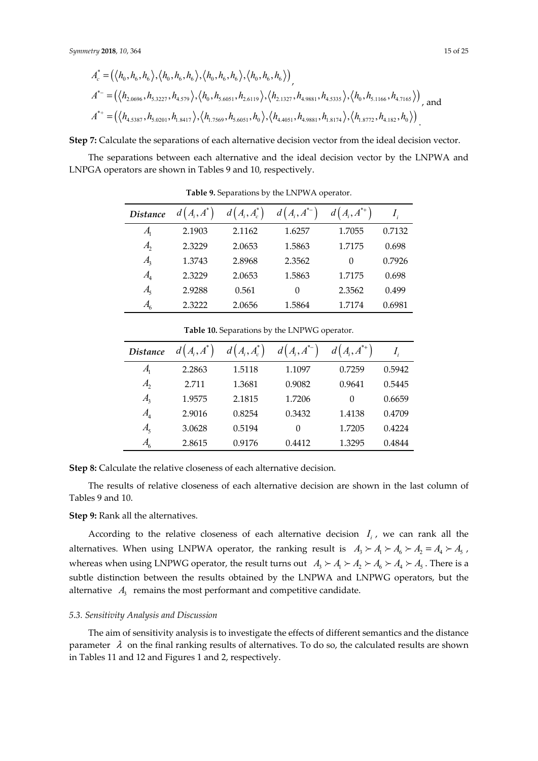$$A_c^* = \left(\langle h_0, h_6, h_6\rangle, \langle h_0, h_6, h_6\rangle, \langle h_0, h_6, h_6\rangle, \langle h_0, h_6, h_6\rangle\right),$$

$$A^{*-} = \left(\langle h_{2.0696}, h_{5.3227}, h_{4.579}\rangle, \langle h_0, h_{5.6051}, h_{2.6119}\rangle, \langle h_{2.1327}, h_{4.9881}, h_{4.5335}\rangle, \langle h_0, h_{5.1166}, h_{4.7165}\rangle\right), \text{ and}$$

$$A^{*+} = \left(\langle h_{4.5387}, h_{5.0201}, h_{1.8417}\rangle, \langle h_{1.7569}, h_{5.6051}, h_0\rangle, \langle h_{4.4051}, h_{4.9881}, h_{1.8174}\rangle, \langle h_{1.8772}, h_{4.182}, h_0\rangle\right).$$

**Step 7:** Calculate the separations of each alternative decision vector from the ideal decision vector.

The separations between each alternative and the ideal decision vector by the LNPWA and LNPGA operators are shown in Tables 9 and 10, respectively.

**Table 9.** Separations by the LNPWA operator.

| *Distance* | $d(A_i, A^*)$ | $d(A_i, A_c^*)$ | $d(A_i, A^{*-})$ | $d(A_i, A^{*+})$ | $I_i$ |
|---|---|---|---|---|---|
| $A_1$ | 2.1903 | 2.1162 | 1.6257 | 1.7055 | 0.7132 |
| $A_2$ | 2.3229 | 2.0653 | 1.5863 | 1.7175 | 0.698 |
| $A_3$ | 1.3743 | 2.8968 | 2.3562 | 0 | 0.7926 |
| $A_4$ | 2.3229 | 2.0653 | 1.5863 | 1.7175 | 0.698 |
| $A_5$ | 2.9288 | 0.561 | 0 | 2.3562 | 0.499 |
| $A_6$ | 2.3222 | 2.0656 | 1.5864 | 1.7174 | 0.6981 |

**Table 10.** Separations by the LNPWG operator.

| *Distance* | $d(A_i, A^*)$ | $d(A_i, A_c^*)$ | $d(A_i, A^{*-})$ | $d(A_i, A^{*+})$ | $I_i$ |
|---|---|---|---|---|---|
| $A_1$ | 2.2863 | 1.5118 | 1.1097 | 0.7259 | 0.5942 |
| $A_2$ | 2.711 | 1.3681 | 0.9082 | 0.9641 | 0.5445 |
| $A_3$ | 1.9575 | 2.1815 | 1.7206 | 0 | 0.6659 |
| $A_4$ | 2.9016 | 0.8254 | 0.3432 | 1.4138 | 0.4709 |
| $A_5$ | 3.0628 | 0.5194 | 0 | 1.7205 | 0.4224 |
| $A_6$ | 2.8615 | 0.9176 | 0.4412 | 1.3295 | 0.4844 |

**Step 8:** Calculate the relative closeness of each alternative decision.

The results of relative closeness of each alternative decision are shown in the last column of Tables 9 and 10.

**Step 9:** Rank all the alternatives.

According to the relative closeness of each alternative decision $I_i$, we can rank all the alternatives. When using LNPWA operator, the ranking result is $A_3 \succ A_1 \succ A_6 \succ A_2 = A_4 \succ A_5$, whereas when using LNPWG operator, the result turns out $A_3 \succ A_1 \succ A_2 \succ A_6 \succ A_4 \succ A_5$. There is a subtle distinction between the results obtained by the LNPWA and LNPWG operators, but the alternative $A_3$ remains the most performant and competitive candidate.

### *5.3. Sensitivity Analysis and Discussion*

The aim of sensitivity analysis is to investigate the effects of different semantics and the distance parameter $\lambda$ on the final ranking results of alternatives. To do so, the calculated results are shown in Tables 11 and 12 and Figures 1 and 2, respectively.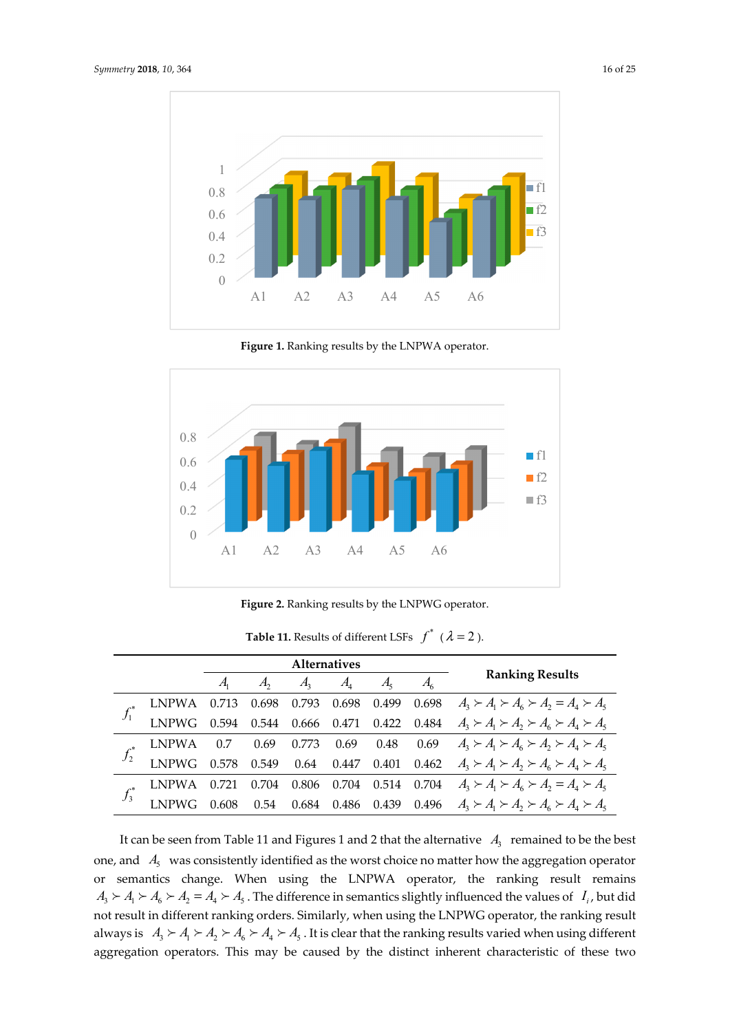Figure 1. Ranking results by the LNPWA operator.

Figure 2. Ranking results by the LNPWG operator.

**Table 11.** Results of different LSFs $f^*$ ($\lambda = 2$).

| | | Alternatives | | | | | | Ranking Results |
|---|---|---|---|---|---|---|---|---|
| | | $A_1$ | $A_2$ | $A_3$ | $A_4$ | $A_5$ | $A_6$ | |
| $f_1^*$ | LNPWA | 0.713 | 0.698 | 0.793 | 0.698 | 0.499 | 0.698 | $A_3 \succ A_1 \succ A_6 \succ A_2 = A_4 \succ A_5$ |
| | LNPWG | 0.594 | 0.544 | 0.666 | 0.471 | 0.422 | 0.484 | $A_3 \succ A_1 \succ A_2 \succ A_6 \succ A_4 \succ A_5$ |
| $f_2^*$ | LNPWA | 0.7 | 0.69 | 0.773 | 0.69 | 0.48 | 0.69 | $A_3 \succ A_1 \succ A_6 \succ A_2 \succ A_4 \succ A_5$ |
| | LNPWG | 0.578 | 0.549 | 0.64 | 0.447 | 0.401 | 0.462 | $A_3 \succ A_1 \succ A_2 \succ A_6 \succ A_4 \succ A_5$ |
| $f_3^*$ | LNPWA | 0.721 | 0.704 | 0.806 | 0.704 | 0.514 | 0.704 | $A_3 \succ A_1 \succ A_6 \succ A_2 = A_4 \succ A_5$ |
| | LNPWG | 0.608 | 0.54 | 0.684 | 0.486 | 0.439 | 0.496 | $A_3 \succ A_1 \succ A_2 \succ A_6 \succ A_4 \succ A_5$ |

It can be seen from Table 11 and Figures 1 and 2 that the alternative $A_3$ remained to be the best one, and $A_5$ was consistently identified as the worst choice no matter how the aggregation operator or semantics change. When using the LNPWA operator, the ranking result remains $A_3 \succ A_1 \succ A_6 \succ A_2 = A_4 \succ A_5$. The difference in semantics slightly influenced the values of $I_i$, but did not result in different ranking orders. Similarly, when using the LNPWG operator, the ranking result always is $A_3 \succ A_1 \succ A_2 \succ A_6 \succ A_4 \succ A_5$. It is clear that the ranking results varied when using different aggregation operators. This may be caused by the distinct inherent characteristic of these two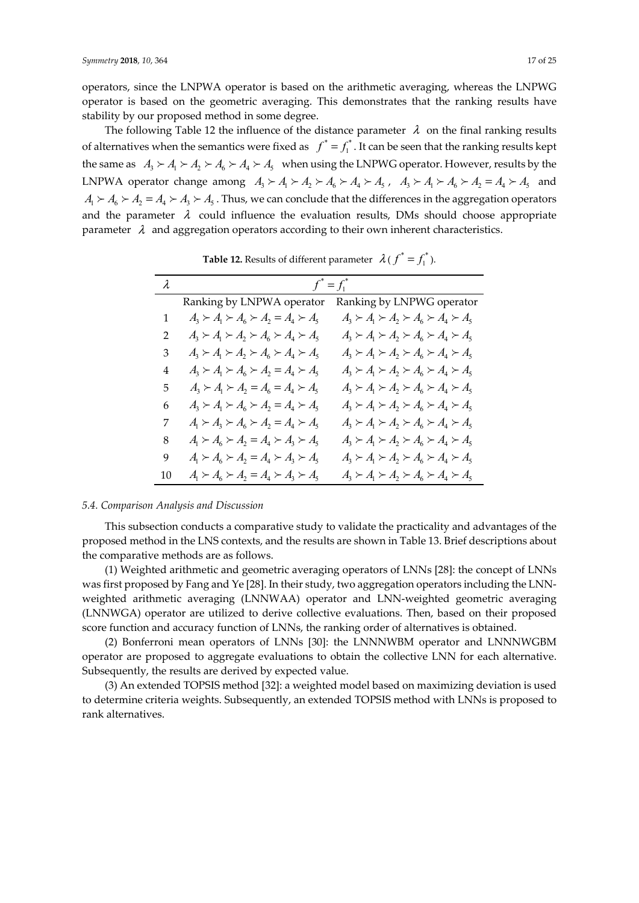operators, since the LNPWA operator is based on the arithmetic averaging, whereas the LNPWG operator is based on the geometric averaging. This demonstrates that the ranking results have stability by our proposed method in some degree.

The following Table 12 the influence of the distance parameter $\lambda$ on the final ranking results of alternatives when the semantics were fixed as $f^* = f_1^*$. It can be seen that the ranking results kept the same as $A_3 \succ A_1 \succ A_2 \succ A_6 \succ A_4 \succ A_5$ when using the LNPWG operator. However, results by the LNPWA operator change among $A_3 \succ A_1 \succ A_2 \succ A_6 \succ A_4 \succ A_5$, $A_3 \succ A_1 \succ A_6 \succ A_2 = A_4 \succ A_5$ and $A_1 \succ A_6 \succ A_2 = A_4 \succ A_3 \succ A_5$. Thus, we can conclude that the differences in the aggregation operators and the parameter $\lambda$ could influence the evaluation results, DMs should choose appropriate parameter $\lambda$ and aggregation operators according to their own inherent characteristics.

**Table 12.** Results of different parameter $\lambda$ ($f^* = f_1^*$).

| $\lambda$ | $f^* = f_1^*$ | |
|---|---|---|
| | Ranking by LNPWA operator | Ranking by LNPWG operator |
| 1 | $A_3 \succ A_1 \succ A_6 \succ A_2 = A_4 \succ A_5$ | $A_3 \succ A_1 \succ A_2 \succ A_6 \succ A_4 \succ A_5$ |
| 2 | $A_3 \succ A_1 \succ A_2 \succ A_6 \succ A_4 \succ A_5$ | $A_3 \succ A_1 \succ A_2 \succ A_6 \succ A_4 \succ A_5$ |
| 3 | $A_3 \succ A_1 \succ A_2 \succ A_6 \succ A_4 \succ A_5$ | $A_3 \succ A_1 \succ A_2 \succ A_6 \succ A_4 \succ A_5$ |
| 4 | $A_3 \succ A_1 \succ A_6 \succ A_2 = A_4 \succ A_5$ | $A_3 \succ A_1 \succ A_2 \succ A_6 \succ A_4 \succ A_5$ |
| 5 | $A_3 \succ A_1 \succ A_2 = A_6 = A_4 \succ A_5$ | $A_3 \succ A_1 \succ A_2 \succ A_6 \succ A_4 \succ A_5$ |
| 6 | $A_3 \succ A_1 \succ A_6 \succ A_2 = A_4 \succ A_5$ | $A_3 \succ A_1 \succ A_2 \succ A_6 \succ A_4 \succ A_5$ |
| 7 | $A_1 \succ A_3 \succ A_6 \succ A_2 = A_4 \succ A_5$ | $A_3 \succ A_1 \succ A_2 \succ A_6 \succ A_4 \succ A_5$ |
| 8 | $A_1 \succ A_6 \succ A_2 = A_4 \succ A_3 \succ A_5$ | $A_3 \succ A_1 \succ A_2 \succ A_6 \succ A_4 \succ A_5$ |
| 9 | $A_1 \succ A_6 \succ A_2 = A_4 \succ A_3 \succ A_5$ | $A_3 \succ A_1 \succ A_2 \succ A_6 \succ A_4 \succ A_5$ |
| 10 | $A_1 \succ A_6 \succ A_2 = A_4 \succ A_3 \succ A_5$ | $A_3 \succ A_1 \succ A_2 \succ A_6 \succ A_4 \succ A_5$ |

### *5.4. Comparison Analysis and Discussion*

This subsection conducts a comparative study to validate the practicality and advantages of the proposed method in the LNS contexts, and the results are shown in Table 13. Brief descriptions about the comparative methods are as follows.

(1) Weighted arithmetic and geometric averaging operators of LNNs [28]: the concept of LNNs was first proposed by Fang and Ye [28]. In their study, two aggregation operators including the LNN-weighted arithmetic averaging (LNNWAA) operator and LNN-weighted geometric averaging (LNNWGA) operator are utilized to derive collective evaluations. Then, based on their proposed score function and accuracy function of LNNs, the ranking order of alternatives is obtained.

(2) Bonferroni mean operators of LNNs [30]: the LNNNWBM operator and LNNNWGBM operator are proposed to aggregate evaluations to obtain the collective LNN for each alternative. Subsequently, the results are derived by expected value.

(3) An extended TOPSIS method [32]: a weighted model based on maximizing deviation is used to determine criteria weights. Subsequently, an extended TOPSIS method with LNNs is proposed to rank alternatives.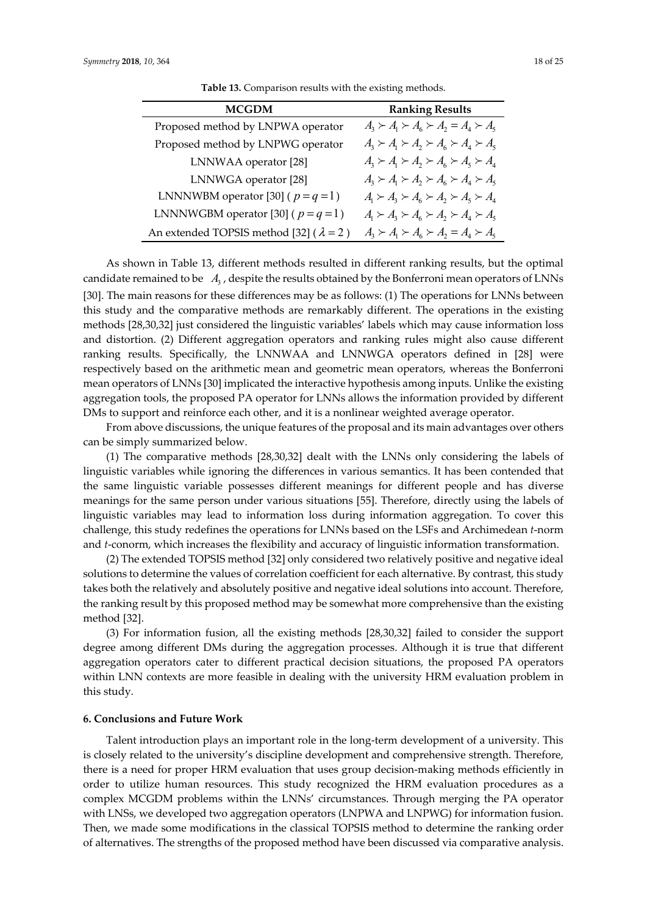**Table 13.** Comparison results with the existing methods.

| MCGDM | Ranking Results |
| --- | --- |
| Proposed method by LNPWA operator | $A_3 \succ A_1 \succ A_6 \succ A_2 = A_4 \succ A_5$ |
| Proposed method by LNPWG operator | $A_3 \succ A_1 \succ A_2 \succ A_6 \succ A_4 \succ A_5$ |
| LNNWAA operator [28] | $A_3 \succ A_1 \succ A_2 \succ A_6 \succ A_5 \succ A_4$ |
| LNNWGA operator [28] | $A_3 \succ A_1 \succ A_2 \succ A_6 \succ A_4 \succ A_5$ |
| LNNNWBM operator [30] ( $p = q = 1$ ) | $A_1 \succ A_3 \succ A_6 \succ A_2 \succ A_5 \succ A_4$ |
| LNNNWGBM operator [30] ( $p = q = 1$ ) | $A_1 \succ A_3 \succ A_6 \succ A_2 \succ A_4 \succ A_5$ |
| An extended TOPSIS method [32] ( $\lambda = 2$ ) | $A_3 \succ A_1 \succ A_6 \succ A_2 = A_4 \succ A_5$ |

As shown in Table 13, different methods resulted in different ranking results, but the optimal candidate remained to be $A_3$, despite the results obtained by the Bonferroni mean operators of LNNs [30]. The main reasons for these differences may be as follows: (1) The operations for LNNs between this study and the comparative methods are remarkably different. The operations in the existing methods [28,30,32] just considered the linguistic variables' labels which may cause information loss and distortion. (2) Different aggregation operators and ranking rules might also cause different ranking results. Specifically, the LNNWAA and LNNWGA operators defined in [28] were respectively based on the arithmetic mean and geometric mean operators, whereas the Bonferroni mean operators of LNNs [30] implicated the interactive hypothesis among inputs. Unlike the existing aggregation tools, the proposed PA operator for LNNs allows the information provided by different DMs to support and reinforce each other, and it is a nonlinear weighted average operator.

From above discussions, the unique features of the proposal and its main advantages over others can be simply summarized below.

(1) The comparative methods [28,30,32] dealt with the LNNs only considering the labels of linguistic variables while ignoring the differences in various semantics. It has been contended that the same linguistic variable possesses different meanings for different people and has diverse meanings for the same person under various situations [55]. Therefore, directly using the labels of linguistic variables may lead to information loss during information aggregation. To cover this challenge, this study redefines the operations for LNNs based on the LSFs and Archimedean *t*-norm and *t*-conorm, which increases the flexibility and accuracy of linguistic information transformation.

(2) The extended TOPSIS method [32] only considered two relatively positive and negative ideal solutions to determine the values of correlation coefficient for each alternative. By contrast, this study takes both the relatively and absolutely positive and negative ideal solutions into account. Therefore, the ranking result by this proposed method may be somewhat more comprehensive than the existing method [32].

(3) For information fusion, all the existing methods [28,30,32] failed to consider the support degree among different DMs during the aggregation processes. Although it is true that different aggregation operators cater to different practical decision situations, the proposed PA operators within LNN contexts are more feasible in dealing with the university HRM evaluation problem in this study.

## 6. Conclusions and Future Work

Talent introduction plays an important role in the long-term development of a university. This is closely related to the university's discipline development and comprehensive strength. Therefore, there is a need for proper HRM evaluation that uses group decision-making methods efficiently in order to utilize human resources. This study recognized the HRM evaluation procedures as a complex MCGDM problems within the LNNs' circumstances. Through merging the PA operator with LNSs, we developed two aggregation operators (LNPWA and LNPWG) for information fusion. Then, we made some modifications in the classical TOPSIS method to determine the ranking order of alternatives. The strengths of the proposed method have been discussed via comparative analysis.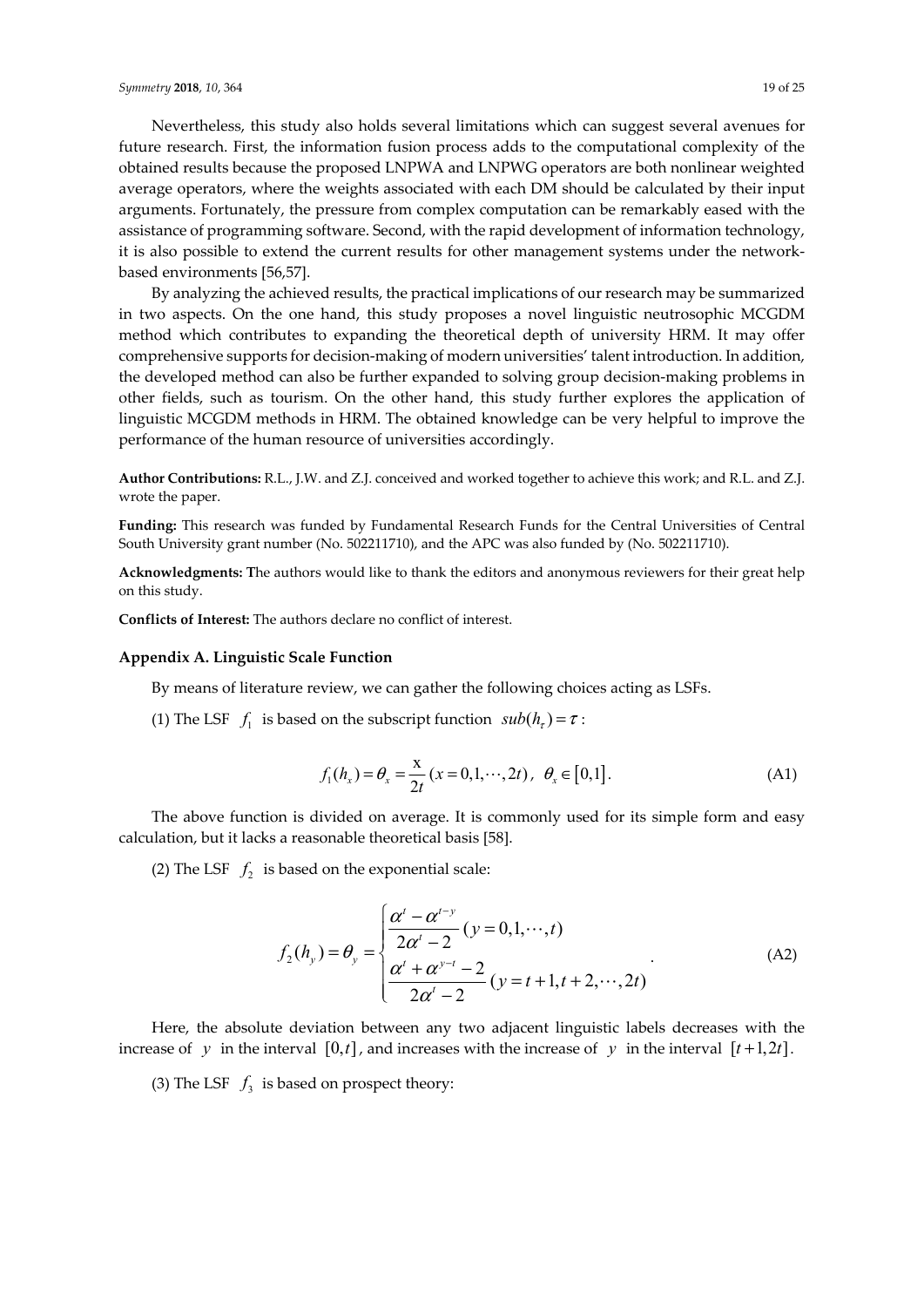Nevertheless, this study also holds several limitations which can suggest several avenues for future research. First, the information fusion process adds to the computational complexity of the obtained results because the proposed LNPWA and LNPWG operators are both nonlinear weighted average operators, where the weights associated with each DM should be calculated by their input arguments. Fortunately, the pressure from complex computation can be remarkably eased with the assistance of programming software. Second, with the rapid development of information technology, it is also possible to extend the current results for other management systems under the network-based environments [56,57].

By analyzing the achieved results, the practical implications of our research may be summarized in two aspects. On the one hand, this study proposes a novel linguistic neutrosophic MCGDM method which contributes to expanding the theoretical depth of university HRM. It may offer comprehensive supports for decision-making of modern universities' talent introduction. In addition, the developed method can also be further expanded to solving group decision-making problems in other fields, such as tourism. On the other hand, this study further explores the application of linguistic MCGDM methods in HRM. The obtained knowledge can be very helpful to improve the performance of the human resource of universities accordingly.

**Author Contributions:** R.L., J.W. and Z.J. conceived and worked together to achieve this work; and R.L. and Z.J. wrote the paper.

**Funding:** This research was funded by Fundamental Research Funds for the Central Universities of Central South University grant number (No. 502211710), and the APC was also funded by (No. 502211710).

**Acknowledgments:** The authors would like to thank the editors and anonymous reviewers for their great help on this study.

**Conflicts of Interest:** The authors declare no conflict of interest.

## Appendix A. Linguistic Scale Function

By means of literature review, we can gather the following choices acting as LSFs.

(1) The LSF $f_1$ is based on the subscript function $sub(h_\tau) = \tau$:

$$f_1(h_x) = \theta_x = \frac{x}{2t}\,(x = 0, 1, \cdots, 2t),\ \ \theta_x \in [0, 1]. \tag{A1}$$

The above function is divided on average. It is commonly used for its simple form and easy calculation, but it lacks a reasonable theoretical basis [58].

(2) The LSF $f_2$ is based on the exponential scale:

$$f_2(h_y) = \theta_y = \begin{cases} \dfrac{\alpha^t - \alpha^{t-y}}{2\alpha^t - 2}\,(y = 0, 1, \cdots, t) \\ \dfrac{\alpha^t + \alpha^{y-t} - 2}{2\alpha^t - 2}\,(y = t+1, t+2, \cdots, 2t) \end{cases}. \tag{A2}$$

Here, the absolute deviation between any two adjacent linguistic labels decreases with the increase of $y$ in the interval $[0, t]$, and increases with the increase of $y$ in the interval $[t+1, 2t]$.

(3) The LSF $f_3$ is based on prospect theory: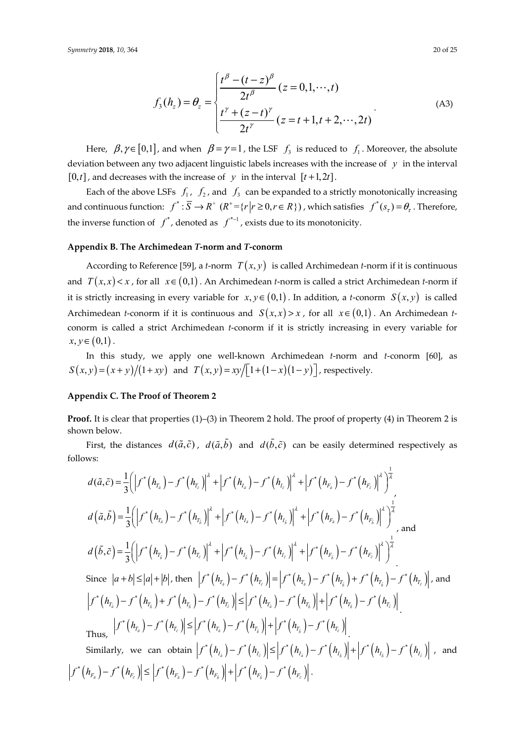$$f_3(h_z) = \theta_z = \begin{cases} \dfrac{t^{\beta} - (t-z)^{\beta}}{2t^{\beta}} \ (z = 0, 1, \cdots, t) \\ \dfrac{t^{\gamma} + (z-t)^{\gamma}}{2t^{\gamma}} \ (z = t+1, t+2, \cdots, 2t) \end{cases}. \tag{A3}$$

Here, $\beta, \gamma \in [0,1]$, and when $\beta = \gamma = 1$, the LSF $f_3$ is reduced to $f_1$. Moreover, the absolute deviation between any two adjacent linguistic labels increases with the increase of $y$ in the interval $[0,t]$, and decreases with the increase of $y$ in the interval $[t+1, 2t]$.

Each of the above LSFs $f_1$, $f_2$, and $f_3$ can be expanded to a strictly monotonically increasing and continuous function: $f^* : \overline{S} \to R^+$ $(R^+ = \{r | r \geq 0, r \in R\})$, which satisfies $f^*(s_\tau) = \theta_\tau$. Therefore, the inverse function of $f^*$, denoted as $f^{*-1}$, exists due to its monotonicity.

## Appendix B. The Archimedean *T*-norm and *T*-conorm

According to Reference [59], a *t*-norm $T(x,y)$ is called Archimedean *t*-norm if it is continuous and $T(x,x) < x$, for all $x \in (0,1)$. An Archimedean *t*-norm is called a strict Archimedean *t*-norm if it is strictly increasing in every variable for $x, y \in (0,1)$. In addition, a *t*-conorm $S(x,y)$ is called Archimedean *t*-conorm if it is continuous and $S(x,x) > x$, for all $x \in (0,1)$. An Archimedean *t*-conorm is called a strict Archimedean *t*-conorm if it is strictly increasing in every variable for $x, y \in (0,1)$.

In this study, we apply one well-known Archimedean *t*-norm and *t*-conorm [60], as $S(x,y) = (x+y)/(1+xy)$ and $T(x,y) = xy/[1+(1-x)(1-y)]$, respectively.

## Appendix C. The Proof of Theorem 2

**Proof.** It is clear that properties (1)–(3) in Theorem 2 hold. The proof of property (4) in Theorem 2 is shown below.

First, the distances $d(\tilde{a}, \tilde{c})$, $d(\tilde{a}, \tilde{b})$ and $d(\tilde{b}, \tilde{c})$ can be easily determined respectively as follows:

$$d(\tilde{a}, \tilde{c}) = \frac{1}{3}\left( \left| f^*\left(h_{T_{\tilde{a}}}\right) - f^*\left(h_{T_{\tilde{c}}}\right) \right|^{\lambda} + \left| f^*\left(h_{I_{\tilde{a}}}\right) - f^*\left(h_{I_{\tilde{c}}}\right) \right|^{\lambda} + \left| f^*\left(h_{F_{\tilde{a}}}\right) - f^*\left(h_{F_{\tilde{c}}}\right) \right|^{\lambda} \right)^{\frac{1}{\lambda}},$$

$$d\left(\tilde{a}, \tilde{b}\right) = \frac{1}{3}\left( \left| f^*\left(h_{T_{\tilde{a}}}\right) - f^*\left(h_{T_{\tilde{b}}}\right) \right|^{\lambda} + \left| f^*\left(h_{I_{\tilde{a}}}\right) - f^*\left(h_{I_{\tilde{b}}}\right) \right|^{\lambda} + \left| f^*\left(h_{F_{\tilde{a}}}\right) - f^*\left(h_{F_{\tilde{b}}}\right) \right|^{\lambda} \right)^{\frac{1}{\lambda}}, \text{ and}$$

$$d\left(\tilde{b}, \tilde{c}\right) = \frac{1}{3}\left( \left| f^*\left(h_{T_{\tilde{b}}}\right) - f^*\left(h_{T_{\tilde{c}}}\right) \right|^{\lambda} + \left| f^*\left(h_{I_{\tilde{b}}}\right) - f^*\left(h_{I_{\tilde{c}}}\right) \right|^{\lambda} + \left| f^*\left(h_{F_{\tilde{b}}}\right) - f^*\left(h_{F_{\tilde{c}}}\right) \right|^{\lambda} \right)^{\frac{1}{\lambda}}.$$

Since $|a+b| \leq |a| + |b|$, then $\left| f^*\left(h_{T_{\tilde{a}}}\right) - f^*\left(h_{T_{\tilde{c}}}\right) \right| = \left| f^*\left(h_{T_{\tilde{a}}}\right) - f^*\left(h_{T_{\tilde{b}}}\right) + f^*\left(h_{T_{\tilde{b}}}\right) - f^*\left(h_{T_{\tilde{c}}}\right) \right|$, and

$$\left| f^*\left(h_{T_{\tilde{a}}}\right) - f^*\left(h_{T_{\tilde{b}}}\right) + f^*\left(h_{T_{\tilde{b}}}\right) - f^*\left(h_{T_{\tilde{c}}}\right) \right| \leq \left| f^*\left(h_{T_{\tilde{a}}}\right) - f^*\left(h_{T_{\tilde{b}}}\right) \right| + \left| f^*\left(h_{T_{\tilde{b}}}\right) - f^*\left(h_{T_{\tilde{c}}}\right) \right|.$$

Thus, $\left| f^*\left(h_{T_{\tilde{a}}}\right) - f^*\left(h_{T_{\tilde{c}}}\right) \right| \leq \left| f^*\left(h_{T_{\tilde{a}}}\right) - f^*\left(h_{T_{\tilde{b}}}\right) \right| + \left| f^*\left(h_{T_{\tilde{b}}}\right) - f^*\left(h_{T_{\tilde{c}}}\right) \right|$.

Similarly, we can obtain $\left| f^*\left(h_{I_{\tilde{a}}}\right) - f^*\left(h_{I_{\tilde{c}}}\right) \right| \leq \left| f^*\left(h_{I_{\tilde{a}}}\right) - f^*\left(h_{I_{\tilde{b}}}\right) \right| + \left| f^*\left(h_{I_{\tilde{b}}}\right) - f^*\left(h_{I_{\tilde{c}}}\right) \right|$, and $\left| f^*\left(h_{F_{\tilde{a}}}\right) - f^*\left(h_{F_{\tilde{c}}}\right) \right| \leq \left| f^*\left(h_{F_{\tilde{a}}}\right) - f^*\left(h_{F_{\tilde{b}}}\right) \right| + \left| f^*\left(h_{F_{\tilde{b}}}\right) - f^*\left(h_{F_{\tilde{c}}}\right) \right|$.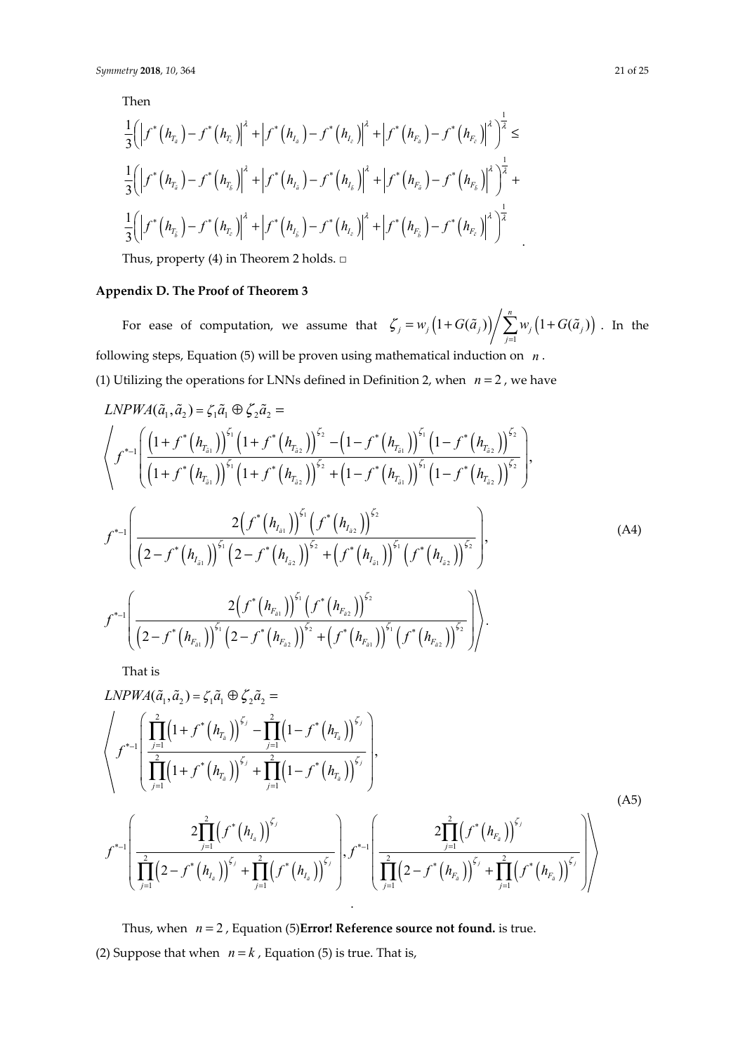Then

$$\frac{1}{3}\left(\left|f^*\left(h_{T_{\tilde{a}}}\right)-f^*\left(h_{T_{\tilde{c}}}\right)\right|^{\lambda}+\left|f^*\left(h_{I_{\tilde{a}}}\right)-f^*\left(h_{I_{\tilde{c}}}\right)\right|^{\lambda}+\left|f^*\left(h_{F_{\tilde{a}}}\right)-f^*\left(h_{F_{\tilde{c}}}\right)\right|^{\lambda}\right)^{\frac{1}{\lambda}}\leq$$
$$\frac{1}{3}\left(\left|f^*\left(h_{T_{\tilde{a}}}\right)-f^*\left(h_{T_{\tilde{b}}}\right)\right|^{\lambda}+\left|f^*\left(h_{I_{\tilde{a}}}\right)-f^*\left(h_{I_{\tilde{b}}}\right)\right|^{\lambda}+\left|f^*\left(h_{F_{\tilde{a}}}\right)-f^*\left(h_{F_{\tilde{b}}}\right)\right|^{\lambda}\right)^{\frac{1}{\lambda}}+$$
$$\frac{1}{3}\left(\left|f^*\left(h_{T_{\tilde{b}}}\right)-f^*\left(h_{T_{\tilde{c}}}\right)\right|^{\lambda}+\left|f^*\left(h_{I_{\tilde{b}}}\right)-f^*\left(h_{I_{\tilde{c}}}\right)\right|^{\lambda}+\left|f^*\left(h_{F_{\tilde{b}}}\right)-f^*\left(h_{F_{\tilde{c}}}\right)\right|^{\lambda}\right)^{\frac{1}{\lambda}}.$$

Thus, property (4) in Theorem 2 holds. □

## Appendix D. The Proof of Theorem 3

For ease of computation, we assume that $\zeta_j = w_j\left(1+G(\tilde{a}_j)\right)\Big/\sum_{j=1}^{n} w_j\left(1+G(\tilde{a}_j)\right)$. In the following steps, Equation (5) will be proven using mathematical induction on $n$.

(1) Utilizing the operations for LNNs defined in Definition 2, when $n=2$, we have

$$LNPWA(\tilde{a}_1,\tilde{a}_2)=\zeta_1\tilde{a}_1\oplus\zeta_2\tilde{a}_2=$$
$$\left\langle f^{*-1}\left(\frac{\left(1+f^*\left(h_{T_{\tilde{a}1}}\right)\right)^{\zeta_1}\left(1+f^*\left(h_{T_{\tilde{a}2}}\right)\right)^{\zeta_2}-\left(1-f^*\left(h_{T_{\tilde{a}1}}\right)\right)^{\zeta_1}\left(1-f^*\left(h_{T_{\tilde{a}2}}\right)\right)^{\zeta_2}}{\left(1+f^*\left(h_{T_{\tilde{a}1}}\right)\right)^{\zeta_1}\left(1+f^*\left(h_{T_{\tilde{a}2}}\right)\right)^{\zeta_2}+\left(1-f^*\left(h_{T_{\tilde{a}1}}\right)\right)^{\zeta_1}\left(1-f^*\left(h_{T_{\tilde{a}2}}\right)\right)^{\zeta_2}}\right),\right.$$
$$f^{*-1}\left(\frac{2\left(f^*\left(h_{I_{\tilde{a}1}}\right)\right)^{\zeta_1}\left(f^*\left(h_{I_{\tilde{a}2}}\right)\right)^{\zeta_2}}{\left(2-f^*\left(h_{I_{\tilde{a}1}}\right)\right)^{\zeta_1}\left(2-f^*\left(h_{I_{\tilde{a}2}}\right)\right)^{\zeta_2}+\left(f^*\left(h_{I_{\tilde{a}1}}\right)\right)^{\zeta_1}\left(f^*\left(h_{I_{\tilde{a}2}}\right)\right)^{\zeta_2}}\right), \tag{A4}$$
$$\left.f^{*-1}\left(\frac{2\left(f^*\left(h_{F_{\tilde{a}1}}\right)\right)^{\zeta_1}\left(f^*\left(h_{F_{\tilde{a}2}}\right)\right)^{\zeta_2}}{\left(2-f^*\left(h_{F_{\tilde{a}1}}\right)\right)^{\zeta_1}\left(2-f^*\left(h_{F_{\tilde{a}2}}\right)\right)^{\zeta_2}+\left(f^*\left(h_{F_{\tilde{a}1}}\right)\right)^{\zeta_1}\left(f^*\left(h_{F_{\tilde{a}2}}\right)\right)^{\zeta_2}}\right)\right\rangle.$$

That is

$$LNPWA(\tilde{a}_1,\tilde{a}_2)=\zeta_1\tilde{a}_1\oplus\zeta_2\tilde{a}_2=$$
$$\left\langle f^{*-1}\left(\frac{\prod_{j=1}^{2}\left(1+f^*\left(h_{T_{\tilde{a}}}\right)\right)^{\zeta_j}-\prod_{j=1}^{2}\left(1-f^*\left(h_{T_{\tilde{a}}}\right)\right)^{\zeta_j}}{\prod_{j=1}^{2}\left(1+f^*\left(h_{T_{\tilde{a}}}\right)\right)^{\zeta_j}+\prod_{j=1}^{2}\left(1-f^*\left(h_{T_{\tilde{a}}}\right)\right)^{\zeta_j}}\right),\right.$$
$$\left.f^{*-1}\left(\frac{2\prod_{j=1}^{2}\left(f^*\left(h_{I_{\tilde{a}}}\right)\right)^{\zeta_j}}{\prod_{j=1}^{2}\left(2-f^*\left(h_{I_{\tilde{a}}}\right)\right)^{\zeta_j}+\prod_{j=1}^{2}\left(f^*\left(h_{I_{\tilde{a}}}\right)\right)^{\zeta_j}}\right),f^{*-1}\left(\frac{2\prod_{j=1}^{2}\left(f^*\left(h_{F_{\tilde{a}}}\right)\right)^{\zeta_j}}{\prod_{j=1}^{2}\left(2-f^*\left(h_{F_{\tilde{a}}}\right)\right)^{\zeta_j}+\prod_{j=1}^{2}\left(f^*\left(h_{F_{\tilde{a}}}\right)\right)^{\zeta_j}}\right)\right\rangle. \tag{A5}$$

Thus, when $n=2$, Equation (5)**Error! Reference source not found.** is true.

(2) Suppose that when $n=k$, Equation (5) is true. That is,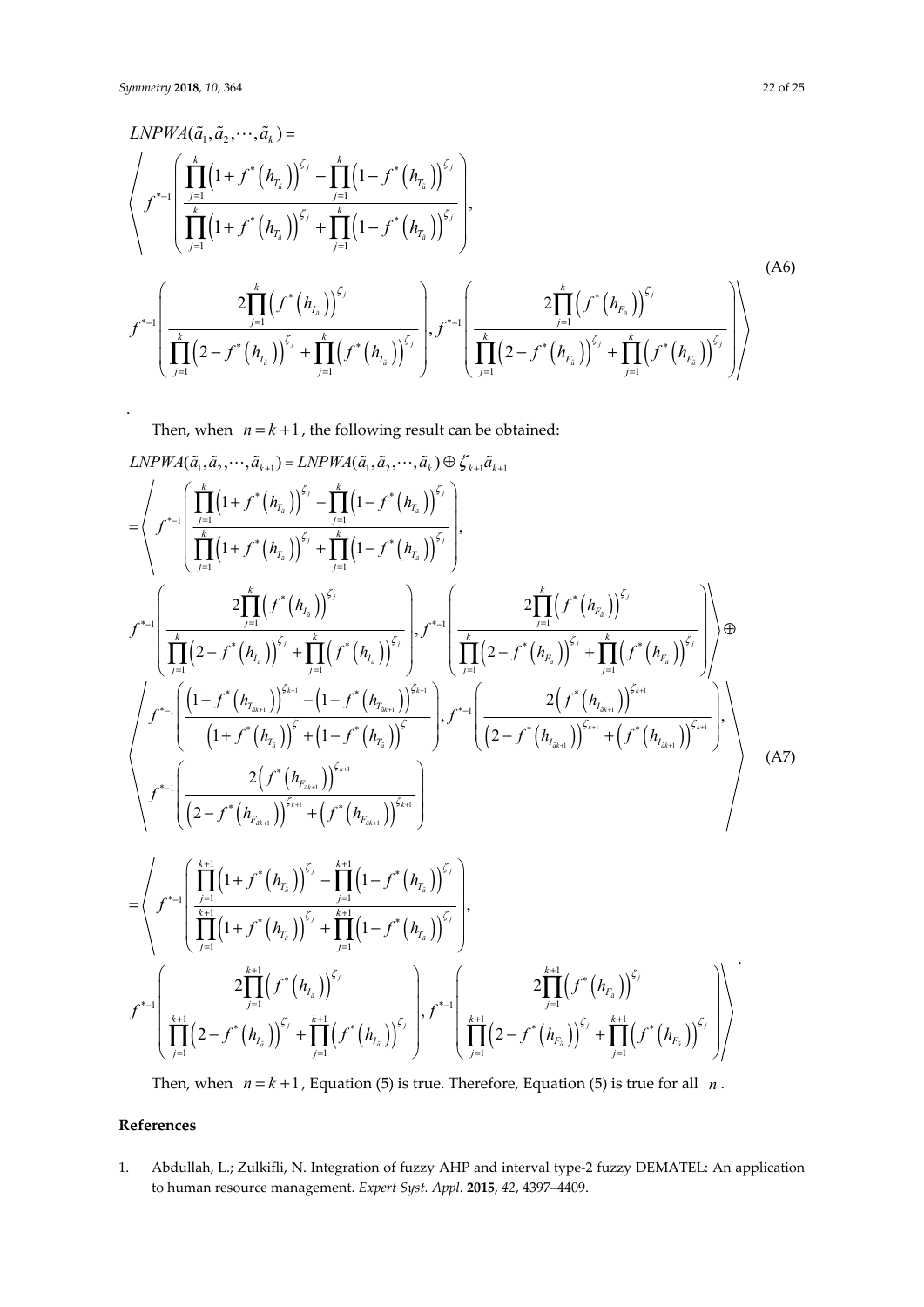$$LNPWA(\tilde{a}_1, \tilde{a}_2, \cdots, \tilde{a}_k) = \left\langle f^{*-1}\left(\frac{\prod_{j=1}^{k}\left(1+f^*\left(h_{T_{\tilde{a}}}\right)\right)^{\zeta_j} - \prod_{j=1}^{k}\left(1-f^*\left(h_{T_{\tilde{a}}}\right)\right)^{\zeta_j}}{\prod_{j=1}^{k}\left(1+f^*\left(h_{T_{\tilde{a}}}\right)\right)^{\zeta_j} + \prod_{j=1}^{k}\left(1-f^*\left(h_{T_{\tilde{a}}}\right)\right)^{\zeta_j}}\right), f^{*-1}\left(\frac{2\prod_{j=1}^{k}\left(f^*\left(h_{I_{\tilde{a}}}\right)\right)^{\zeta_j}}{\prod_{j=1}^{k}\left(2-f^*\left(h_{I_{\tilde{a}}}\right)\right)^{\zeta_j} + \prod_{j=1}^{k}\left(f^*\left(h_{I_{\tilde{a}}}\right)\right)^{\zeta_j}}\right), f^{*-1}\left(\frac{2\prod_{j=1}^{k}\left(f^*\left(h_{F_{\tilde{a}}}\right)\right)^{\zeta_j}}{\prod_{j=1}^{k}\left(2-f^*\left(h_{F_{\tilde{a}}}\right)\right)^{\zeta_j} + \prod_{j=1}^{k}\left(f^*\left(h_{F_{\tilde{a}}}\right)\right)^{\zeta_j}}\right)\right\rangle \tag{A6}$$

.

Then, when $n = k+1$, the following result can be obtained:

$$\begin{aligned}
&LNPWA(\tilde{a}_1, \tilde{a}_2, \cdots, \tilde{a}_{k+1}) = LNPWA(\tilde{a}_1, \tilde{a}_2, \cdots, \tilde{a}_k) \oplus \zeta_{k+1}\tilde{a}_{k+1} \\
&= \left\langle f^{*-1}\left(\frac{\prod_{j=1}^{k}\left(1+f^*\left(h_{T_{\tilde{a}}}\right)\right)^{\zeta_j} - \prod_{j=1}^{k}\left(1-f^*\left(h_{T_{\tilde{a}}}\right)\right)^{\zeta_j}}{\prod_{j=1}^{k}\left(1+f^*\left(h_{T_{\tilde{a}}}\right)\right)^{\zeta_j} + \prod_{j=1}^{k}\left(1-f^*\left(h_{T_{\tilde{a}}}\right)\right)^{\zeta_j}}\right), f^{*-1}\left(\frac{2\prod_{j=1}^{k}\left(f^*\left(h_{I_{\tilde{a}}}\right)\right)^{\zeta_j}}{\prod_{j=1}^{k}\left(2-f^*\left(h_{I_{\tilde{a}}}\right)\right)^{\zeta_j} + \prod_{j=1}^{k}\left(f^*\left(h_{I_{\tilde{a}}}\right)\right)^{\zeta_j}}\right), f^{*-1}\left(\frac{2\prod_{j=1}^{k}\left(f^*\left(h_{F_{\tilde{a}}}\right)\right)^{\zeta_j}}{\prod_{j=1}^{k}\left(2-f^*\left(h_{F_{\tilde{a}}}\right)\right)^{\zeta_j} + \prod_{j=1}^{k}\left(f^*\left(h_{F_{\tilde{a}}}\right)\right)^{\zeta_j}}\right)\right\rangle \oplus \\
&\left\langle f^{*-1}\left(\frac{\left(1+f^*\left(h_{T_{\tilde{a}k+1}}\right)\right)^{\zeta_{k+1}} - \left(1-f^*\left(h_{T_{\tilde{a}k+1}}\right)\right)^{\zeta_{k+1}}}{\left(1+f^*\left(h_{T_{\tilde{a}}}\right)\right)^{\zeta} + \left(1-f^*\left(h_{T_{\tilde{a}}}\right)\right)^{\zeta}}\right), f^{*-1}\left(\frac{2\left(f^*\left(h_{I_{\tilde{a}k+1}}\right)\right)^{\zeta_{k+1}}}{\left(2-f^*\left(h_{I_{\tilde{a}k+1}}\right)\right)^{\zeta_{k+1}} + \left(f^*\left(h_{I_{\tilde{a}k+1}}\right)\right)^{\zeta_{k+1}}}\right), f^{*-1}\left(\frac{2\left(f^*\left(h_{F_{\tilde{a}k+1}}\right)\right)^{\zeta_{k+1}}}{\left(2-f^*\left(h_{F_{\tilde{a}k+1}}\right)\right)^{\zeta_{k+1}} + \left(f^*\left(h_{F_{\tilde{a}k+1}}\right)\right)^{\zeta_{k+1}}}\right)\right\rangle \\
&= \left\langle f^{*-1}\left(\frac{\prod_{j=1}^{k+1}\left(1+f^*\left(h_{T_{\tilde{a}}}\right)\right)^{\zeta_j} - \prod_{j=1}^{k+1}\left(1-f^*\left(h_{T_{\tilde{a}}}\right)\right)^{\zeta_j}}{\prod_{j=1}^{k+1}\left(1+f^*\left(h_{T_{\tilde{a}}}\right)\right)^{\zeta_j} + \prod_{j=1}^{k+1}\left(1-f^*\left(h_{T_{\tilde{a}}}\right)\right)^{\zeta_j}}\right), f^{*-1}\left(\frac{2\prod_{j=1}^{k+1}\left(f^*\left(h_{I_{\tilde{a}}}\right)\right)^{\zeta_j}}{\prod_{j=1}^{k+1}\left(2-f^*\left(h_{I_{\tilde{a}}}\right)\right)^{\zeta_j} + \prod_{j=1}^{k+1}\left(f^*\left(h_{I_{\tilde{a}}}\right)\right)^{\zeta_j}}\right), f^{*-1}\left(\frac{2\prod_{j=1}^{k+1}\left(f^*\left(h_{F_{\tilde{a}}}\right)\right)^{\zeta_j}}{\prod_{j=1}^{k+1}\left(2-f^*\left(h_{F_{\tilde{a}}}\right)\right)^{\zeta_j} + \prod_{j=1}^{k+1}\left(f^*\left(h_{F_{\tilde{a}}}\right)\right)^{\zeta_j}}\right)\right\rangle.
\end{aligned} \tag{A7}$$

Then, when $n = k+1$, Equation (5) is true. Therefore, Equation (5) is true for all $n$.

## References

1. Abdullah, L.; Zulkifli, N. Integration of fuzzy AHP and interval type-2 fuzzy DEMATEL: An application to human resource management. *Expert Syst. Appl.* **2015**, *42*, 4397–4409.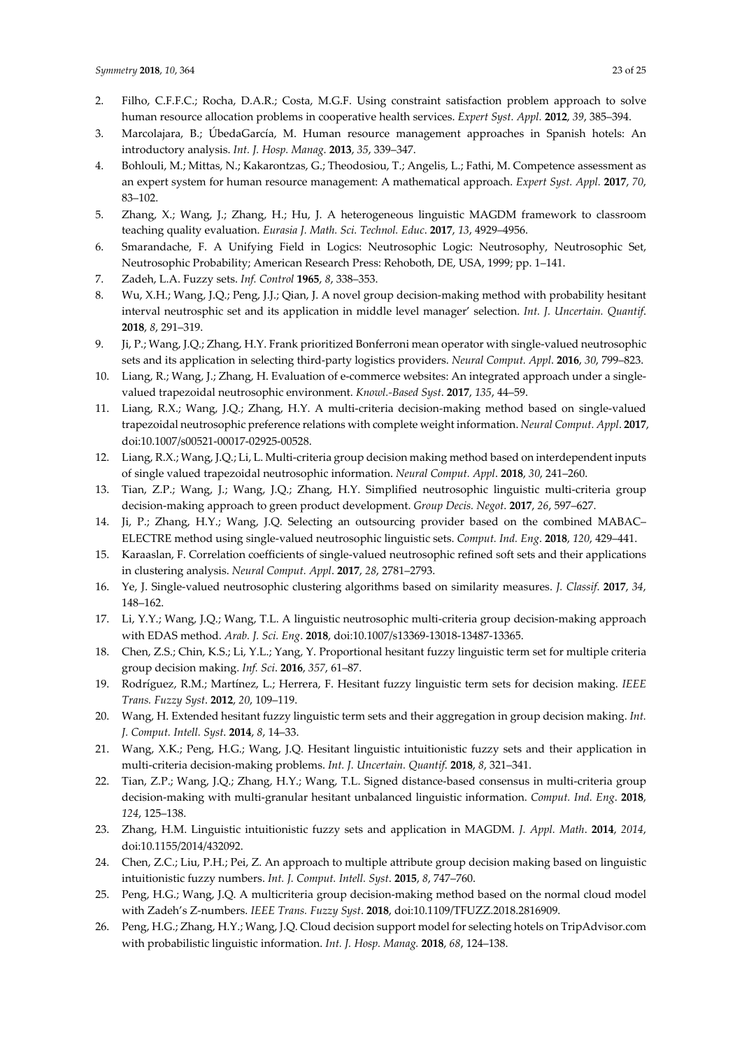2. Filho, C.F.F.C.; Rocha, D.A.R.; Costa, M.G.F. Using constraint satisfaction problem approach to solve human resource allocation problems in cooperative health services. *Expert Syst. Appl.* **2012**, *39*, 385–394.
3. Marcolajara, B.; ÚbedaGarcía, M. Human resource management approaches in Spanish hotels: An introductory analysis. *Int. J. Hosp. Manag.* **2013**, *35*, 339–347.
4. Bohlouli, M.; Mittas, N.; Kakarontzas, G.; Theodosiou, T.; Angelis, L.; Fathi, M. Competence assessment as an expert system for human resource management: A mathematical approach. *Expert Syst. Appl.* **2017**, *70*, 83–102.
5. Zhang, X.; Wang, J.; Zhang, H.; Hu, J. A heterogeneous linguistic MAGDM framework to classroom teaching quality evaluation. *Eurasia J. Math. Sci. Technol. Educ*. **2017**, *13*, 4929–4956.
6. Smarandache, F. A Unifying Field in Logics: Neutrosophic Logic: Neutrosophy, Neutrosophic Set, Neutrosophic Probability; American Research Press: Rehoboth, DE, USA, 1999; pp. 1–141.
7. Zadeh, L.A. Fuzzy sets. *Inf. Control* **1965**, *8*, 338–353.
8. Wu, X.H.; Wang, J.Q.; Peng, J.J.; Qian, J. A novel group decision-making method with probability hesitant interval neutrosphic set and its application in middle level manager' selection. *Int. J. Uncertain. Quantif.* **2018**, *8*, 291–319.
9. Ji, P.; Wang, J.Q.; Zhang, H.Y. Frank prioritized Bonferroni mean operator with single-valued neutrosophic sets and its application in selecting third-party logistics providers. *Neural Comput. Appl*. **2016**, *30*, 799–823.
10. Liang, R.; Wang, J.; Zhang, H. Evaluation of e-commerce websites: An integrated approach under a single-valued trapezoidal neutrosophic environment. *Knowl.-Based Syst*. **2017**, *135*, 44–59.
11. Liang, R.X.; Wang, J.Q.; Zhang, H.Y. A multi-criteria decision-making method based on single-valued trapezoidal neutrosophic preference relations with complete weight information. *Neural Comput. Appl*. **2017**, doi:10.1007/s00521-00017-02925-00528.
12. Liang, R.X.; Wang, J.Q.; Li, L. Multi-criteria group decision making method based on interdependent inputs of single valued trapezoidal neutrosophic information. *Neural Comput. Appl*. **2018**, *30*, 241–260.
13. Tian, Z.P.; Wang, J.; Wang, J.Q.; Zhang, H.Y. Simplified neutrosophic linguistic multi-criteria group decision-making approach to green product development. *Group Decis. Negot*. **2017**, *26*, 597–627.
14. Ji, P.; Zhang, H.Y.; Wang, J.Q. Selecting an outsourcing provider based on the combined MABAC–ELECTRE method using single-valued neutrosophic linguistic sets. *Comput. Ind. Eng*. **2018**, *120*, 429–441.
15. Karaaslan, F. Correlation coefficients of single-valued neutrosophic refined soft sets and their applications in clustering analysis. *Neural Comput. Appl*. **2017**, *28*, 2781–2793.
16. Ye, J. Single-valued neutrosophic clustering algorithms based on similarity measures. *J. Classif*. **2017**, *34*, 148–162.
17. Li, Y.Y.; Wang, J.Q.; Wang, T.L. A linguistic neutrosophic multi-criteria group decision-making approach with EDAS method. *Arab. J. Sci. Eng*. **2018**, doi:10.1007/s13369-13018-13487-13365.
18. Chen, Z.S.; Chin, K.S.; Li, Y.L.; Yang, Y. Proportional hesitant fuzzy linguistic term set for multiple criteria group decision making. *Inf. Sci*. **2016**, *357*, 61–87.
19. Rodríguez, R.M.; Martínez, L.; Herrera, F. Hesitant fuzzy linguistic term sets for decision making. *IEEE Trans. Fuzzy Syst*. **2012**, *20*, 109–119.
20. Wang, H. Extended hesitant fuzzy linguistic term sets and their aggregation in group decision making. *Int. J. Comput. Intell. Syst*. **2014**, *8*, 14–33.
21. Wang, X.K.; Peng, H.G.; Wang, J.Q. Hesitant linguistic intuitionistic fuzzy sets and their application in multi-criteria decision-making problems. *Int. J. Uncertain. Quantif*. **2018**, *8*, 321–341.
22. Tian, Z.P.; Wang, J.Q.; Zhang, H.Y.; Wang, T.L. Signed distance-based consensus in multi-criteria group decision-making with multi-granular hesitant unbalanced linguistic information. *Comput. Ind. Eng*. **2018**, *124*, 125–138.
23. Zhang, H.M. Linguistic intuitionistic fuzzy sets and application in MAGDM. *J. Appl. Math*. **2014**, *2014*, doi:10.1155/2014/432092.
24. Chen, Z.C.; Liu, P.H.; Pei, Z. An approach to multiple attribute group decision making based on linguistic intuitionistic fuzzy numbers. *Int. J. Comput. Intell. Syst*. **2015**, *8*, 747–760.
25. Peng, H.G.; Wang, J.Q. A multicriteria group decision-making method based on the normal cloud model with Zadeh's Z-numbers. *IEEE Trans. Fuzzy Syst*. **2018**, doi:10.1109/TFUZZ.2018.2816909.
26. Peng, H.G.; Zhang, H.Y.; Wang, J.Q. Cloud decision support model for selecting hotels on TripAdvisor.com with probabilistic linguistic information. *Int. J. Hosp. Manag.* **2018**, *68*, 124–138.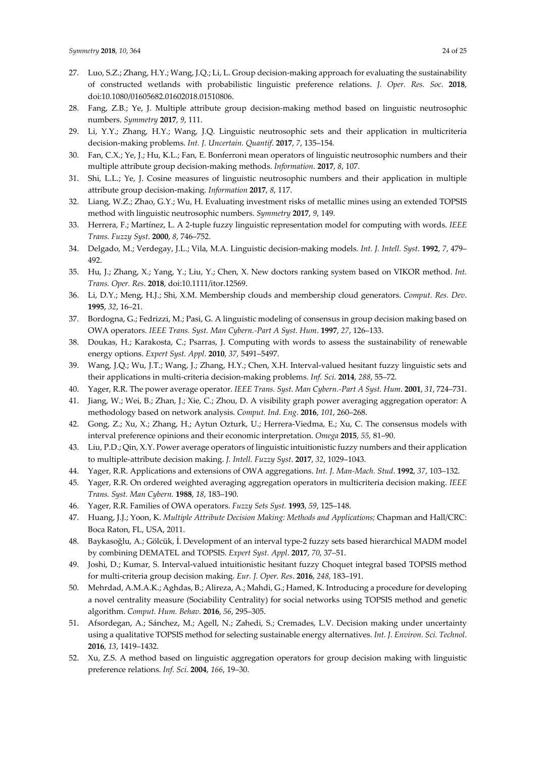27. Luo, S.Z.; Zhang, H.Y.; Wang, J.Q.; Li, L. Group decision-making approach for evaluating the sustainability of constructed wetlands with probabilistic linguistic preference relations. *J. Oper. Res. Soc*. **2018**, doi:10.1080/01605682.01602018.01510806.
28. Fang, Z.B.; Ye, J. Multiple attribute group decision-making method based on linguistic neutrosophic numbers. *Symmetry* **2017**, *9*, 111.
29. Li, Y.Y.; Zhang, H.Y.; Wang, J.Q. Linguistic neutrosophic sets and their application in multicriteria decision-making problems. *Int. J. Uncertain. Quantif*. **2017**, *7*, 135–154.
30. Fan, C.X.; Ye, J.; Hu, K.L.; Fan, E. Bonferroni mean operators of linguistic neutrosophic numbers and their multiple attribute group decision-making methods. *Information*. **2017**, *8*, 107.
31. Shi, L.L.; Ye, J. Cosine measures of linguistic neutrosophic numbers and their application in multiple attribute group decision-making. *Information* **2017**, *8*, 117.
32. Liang, W.Z.; Zhao, G.Y.; Wu, H. Evaluating investment risks of metallic mines using an extended TOPSIS method with linguistic neutrosophic numbers. *Symmetry* **2017**, *9*, 149.
33. Herrera, F.; Martínez, L. A 2-tuple fuzzy linguistic representation model for computing with words. *IEEE Trans. Fuzzy Syst*. **2000**, *8*, 746–752.
34. Delgado, M.; Verdegay, J.L.; Vila, M.A. Linguistic decision-making models. *Int. J. Intell. Syst*. **1992**, *7*, 479–492.
35. Hu, J.; Zhang, X.; Yang, Y.; Liu, Y.; Chen, X. New doctors ranking system based on VIKOR method. *Int. Trans. Oper. Res*. **2018**, doi:10.1111/itor.12569.
36. Li, D.Y.; Meng, H.J.; Shi, X.M. Membership clouds and membership cloud generators. *Comput. Res. Dev*. **1995**, *32*, 16–21.
37. Bordogna, G.; Fedrizzi, M.; Pasi, G. A linguistic modeling of consensus in group decision making based on OWA operators. *IEEE Trans. Syst. Man Cybern.-Part A Syst. Hum*. **1997**, *27*, 126–133.
38. Doukas, H.; Karakosta, C.; Psarras, J. Computing with words to assess the sustainability of renewable energy options. *Expert Syst. Appl*. **2010**, *37*, 5491–5497.
39. Wang, J.Q.; Wu, J.T.; Wang, J.; Zhang, H.Y.; Chen, X.H. Interval-valued hesitant fuzzy linguistic sets and their applications in multi-criteria decision-making problems. *Inf. Sci*. **2014**, *288*, 55–72.
40. Yager, R.R. The power average operator. *IEEE Trans. Syst. Man Cybern.-Part A Syst. Hum*. **2001**, *31*, 724–731.
41. Jiang, W.; Wei, B.; Zhan, J.; Xie, C.; Zhou, D. A visibility graph power averaging aggregation operator: A methodology based on network analysis. *Comput. Ind. Eng*. **2016**, *101*, 260–268.
42. Gong, Z.; Xu, X.; Zhang, H.; Aytun Ozturk, U.; Herrera-Viedma, E.; Xu, C. The consensus models with interval preference opinions and their economic interpretation. *Omega* **2015**, *55*, 81–90.
43. Liu, P.D.; Qin, X.Y. Power average operators of linguistic intuitionistic fuzzy numbers and their application to multiple-attribute decision making. *J. Intell. Fuzzy Syst*. **2017**, *32*, 1029–1043.
44. Yager, R.R. Applications and extensions of OWA aggregations. *Int. J. Man-Mach. Stud*. **1992**, *37*, 103–132.
45. Yager, R.R. On ordered weighted averaging aggregation operators in multicriteria decision making. *IEEE Trans. Syst. Man Cybern.* **1988**, *18*, 183–190.
46. Yager, R.R. Families of OWA operators. *Fuzzy Sets Syst.* **1993**, *59*, 125–148.
47. Huang, J.J.; Yoon, K. *Multiple Attribute Decision Making: Methods and Applications;* Chapman and Hall/CRC: Boca Raton, FL, USA, 2011.
48. Baykasoğlu, A.; Gölcük, İ. Development of an interval type-2 fuzzy sets based hierarchical MADM model by combining DEMATEL and TOPSIS. *Expert Syst. Appl*. **2017**, *70*, 37–51.
49. Joshi, D.; Kumar, S. Interval-valued intuitionistic hesitant fuzzy Choquet integral based TOPSIS method for multi-criteria group decision making. *Eur. J. Oper. Res*. **2016**, *248*, 183–191.
50. Mehrdad, A.M.A.K.; Aghdas, B.; Alireza, A.; Mahdi, G.; Hamed, K. Introducing a procedure for developing a novel centrality measure (Sociability Centrality) for social networks using TOPSIS method and genetic algorithm. *Comput. Hum. Behav*. **2016**, *56*, 295–305.
51. Afsordegan, A.; Sánchez, M.; Agell, N.; Zahedi, S.; Cremades, L.V. Decision making under uncertainty using a qualitative TOPSIS method for selecting sustainable energy alternatives. *Int. J. Environ. Sci. Technol*. **2016**, *13*, 1419–1432.
52. Xu, Z.S. A method based on linguistic aggregation operators for group decision making with linguistic preference relations. *Inf. Sci*. **2004**, *166*, 19–30.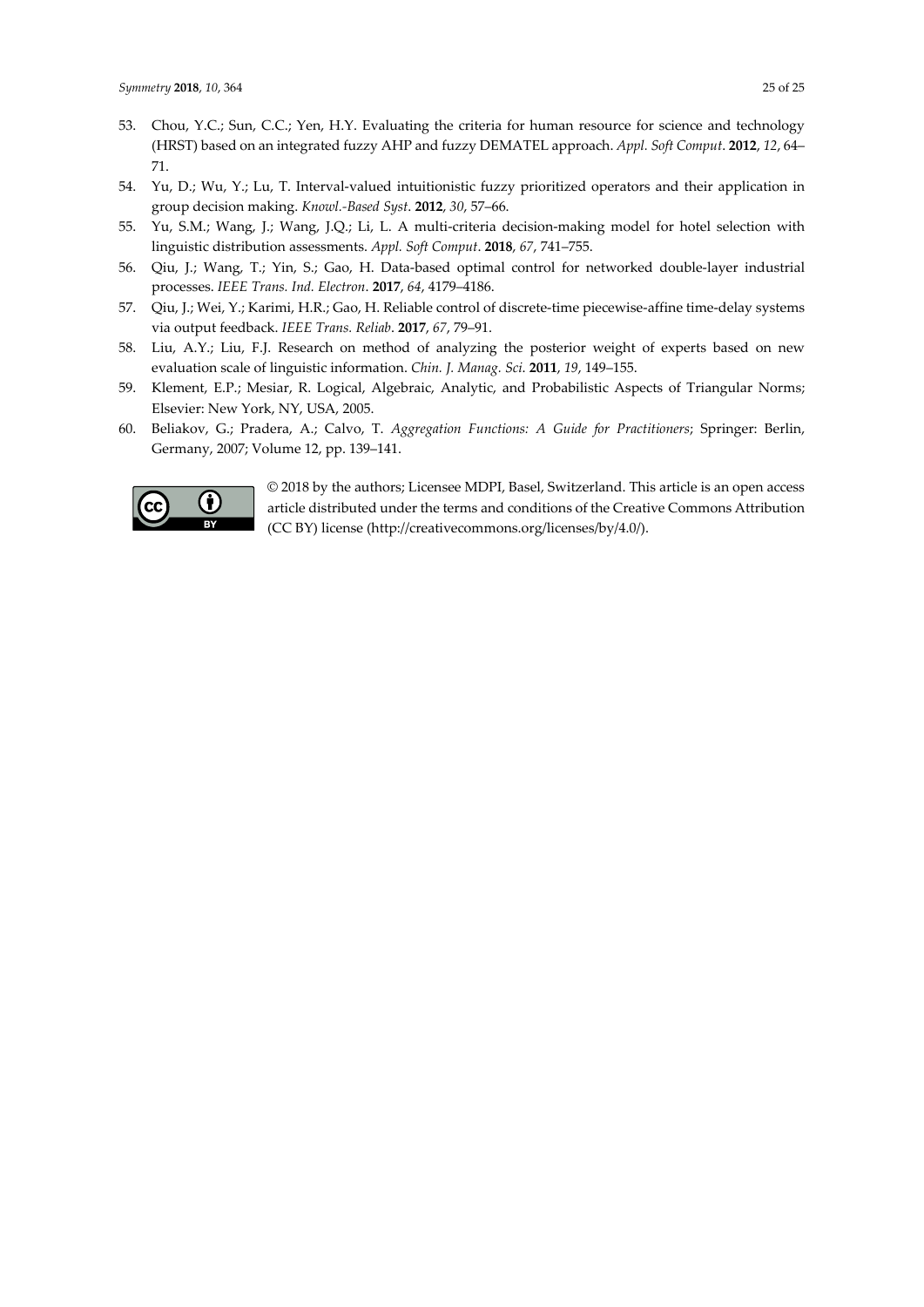53. Chou, Y.C.; Sun, C.C.; Yen, H.Y. Evaluating the criteria for human resource for science and technology (HRST) based on an integrated fuzzy AHP and fuzzy DEMATEL approach. *Appl. Soft Comput*. **2012**, *12*, 64–71.
54. Yu, D.; Wu, Y.; Lu, T. Interval-valued intuitionistic fuzzy prioritized operators and their application in group decision making. *Knowl.-Based Syst*. **2012**, *30*, 57–66.
55. Yu, S.M.; Wang, J.; Wang, J.Q.; Li, L. A multi-criteria decision-making model for hotel selection with linguistic distribution assessments. *Appl. Soft Comput*. **2018**, *67*, 741–755.
56. Qiu, J.; Wang, T.; Yin, S.; Gao, H. Data-based optimal control for networked double-layer industrial processes. *IEEE Trans. Ind. Electron*. **2017**, *64*, 4179–4186.
57. Qiu, J.; Wei, Y.; Karimi, H.R.; Gao, H. Reliable control of discrete-time piecewise-affine time-delay systems via output feedback. *IEEE Trans. Reliab*. **2017**, *67*, 79–91.
58. Liu, A.Y.; Liu, F.J. Research on method of analyzing the posterior weight of experts based on new evaluation scale of linguistic information. *Chin. J. Manag. Sci.* **2011**, *19*, 149–155.
59. Klement, E.P.; Mesiar, R. Logical, Algebraic, Analytic, and Probabilistic Aspects of Triangular Norms; Elsevier: New York, NY, USA, 2005.
60. Beliakov, G.; Pradera, A.; Calvo, T. *Aggregation Functions: A Guide for Practitioners*; Springer: Berlin, Germany, 2007; Volume 12, pp. 139–141.

© 2018 by the authors; Licensee MDPI, Basel, Switzerland. This article is an open access article distributed under the terms and conditions of the Creative Commons Attribution (CC BY) license (http://creativecommons.org/licenses/by/4.0/).